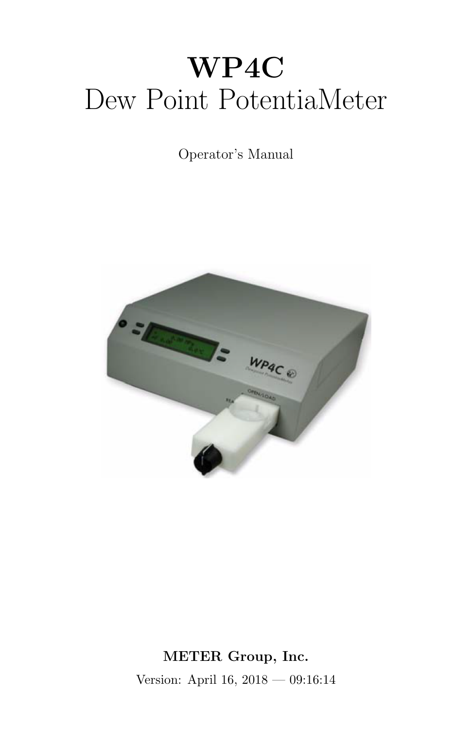# WP4C
## Dew Point PotentiaMeter

Operator's Manual

**METER Group, Inc.**

Version: April 16, 2018 — 09:16:14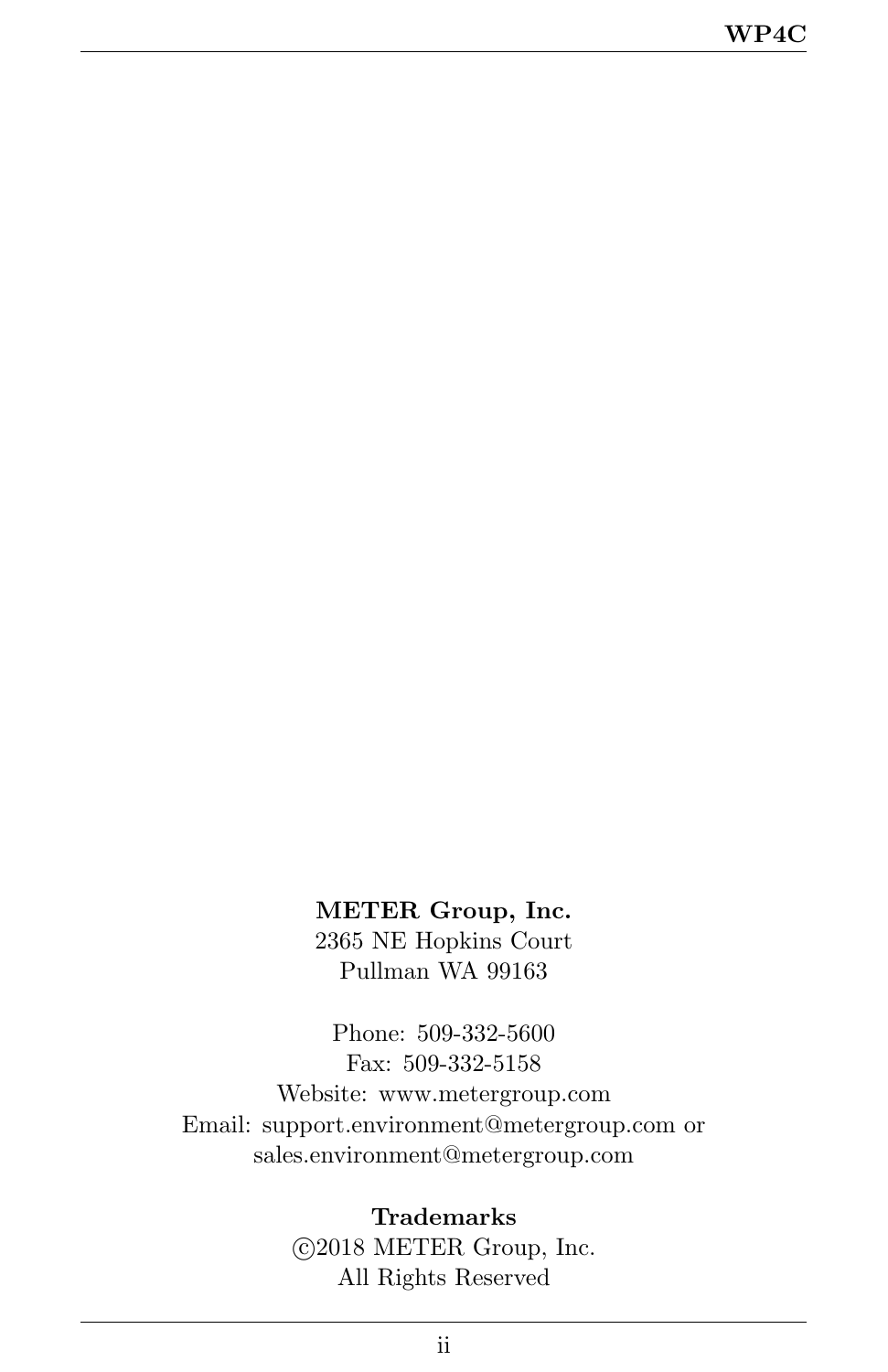**METER Group, Inc.**
2365 NE Hopkins Court
Pullman WA 99163

Phone: 509-332-5600
Fax: 509-332-5158
Website: www.metergroup.com
Email: support.environment@metergroup.com or
sales.environment@metergroup.com

**Trademarks**
©2018 METER Group, Inc.
All Rights Reserved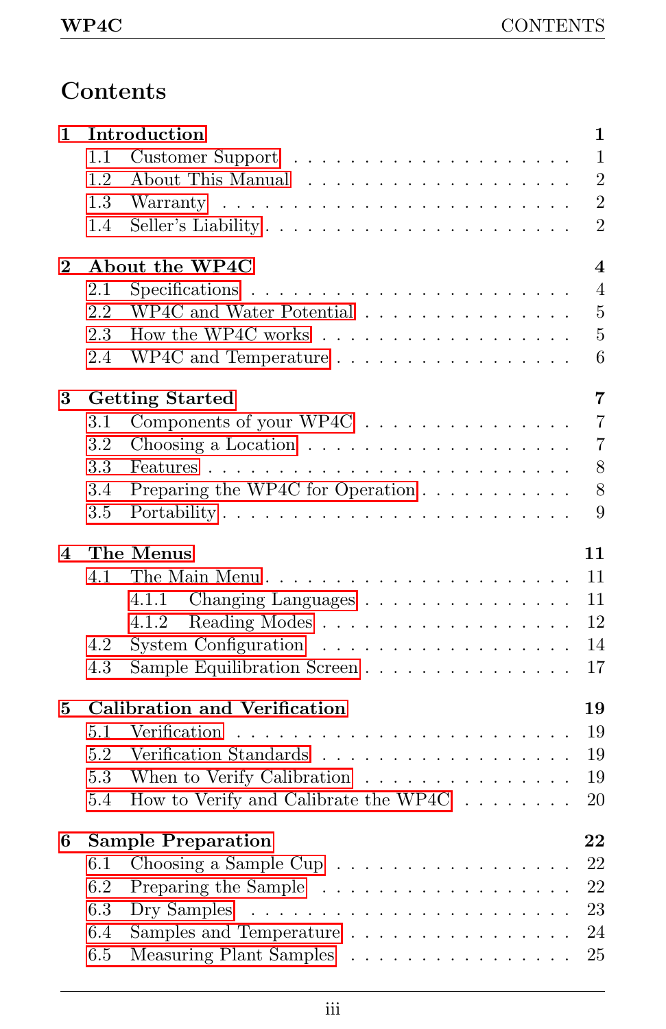# Contents

**1 Introduction** **1**
- 1.1 Customer Support . . . . . . . . . . . . . . . . . . . . 1
- 1.2 About This Manual . . . . . . . . . . . . . . . . . . . 2
- 1.3 Warranty . . . . . . . . . . . . . . . . . . . . . . . . 2
- 1.4 Seller's Liability . . . . . . . . . . . . . . . . . . . . 2

**2 About the WP4C** **4**
- 2.1 Specifications . . . . . . . . . . . . . . . . . . . . . 4
- 2.2 WP4C and Water Potential . . . . . . . . . . . . . . . 5
- 2.3 How the WP4C works . . . . . . . . . . . . . . . . . . 5
- 2.4 WP4C and Temperature . . . . . . . . . . . . . . . . . 6

**3 Getting Started** **7**
- 3.1 Components of your WP4C . . . . . . . . . . . . . . . 7
- 3.2 Choosing a Location . . . . . . . . . . . . . . . . . . 7
- 3.3 Features . . . . . . . . . . . . . . . . . . . . . . . . 8
- 3.4 Preparing the WP4C for Operation . . . . . . . . . . . 8
- 3.5 Portability . . . . . . . . . . . . . . . . . . . . . . . 9

**4 The Menus** **11**
- 4.1 The Main Menu . . . . . . . . . . . . . . . . . . . . . 11
  - 4.1.1 Changing Languages . . . . . . . . . . . . . . . 11
  - 4.1.2 Reading Modes . . . . . . . . . . . . . . . . . . 12
- 4.2 System Configuration . . . . . . . . . . . . . . . . . 14
- 4.3 Sample Equilibration Screen . . . . . . . . . . . . . . 17

**5 Calibration and Verification** **19**
- 5.1 Verification . . . . . . . . . . . . . . . . . . . . . . 19
- 5.2 Verification Standards . . . . . . . . . . . . . . . . . 19
- 5.3 When to Verify Calibration . . . . . . . . . . . . . . 19
- 5.4 How to Verify and Calibrate the WP4C . . . . . . . . 20

**6 Sample Preparation** **22**
- 6.1 Choosing a Sample Cup . . . . . . . . . . . . . . . . . 22
- 6.2 Preparing the Sample . . . . . . . . . . . . . . . . . . 22
- 6.3 Dry Samples . . . . . . . . . . . . . . . . . . . . . . 23
- 6.4 Samples and Temperature . . . . . . . . . . . . . . . . 24
- 6.5 Measuring Plant Samples . . . . . . . . . . . . . . . . 25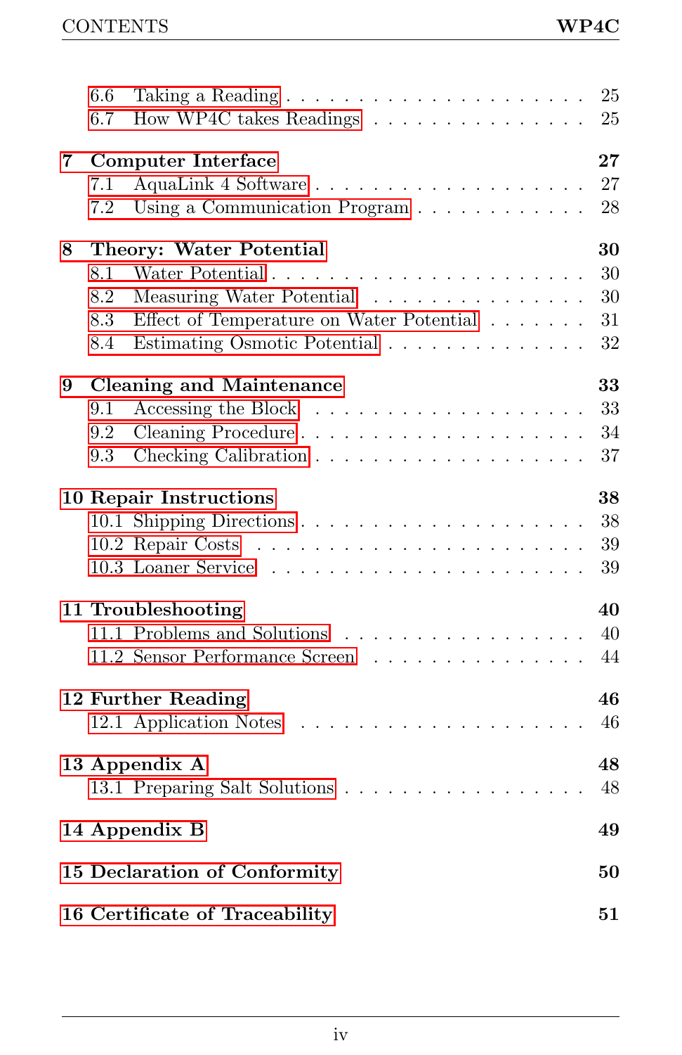6.6 Taking a Reading . . . . . . . . . . . . . . . . . . . . . . . . 25
6.7 How WP4C takes Readings . . . . . . . . . . . . . . . . . 25

**7 Computer Interface** **27**
7.1 AquaLink 4 Software . . . . . . . . . . . . . . . . . . . . . 27
7.2 Using a Communication Program . . . . . . . . . . . . 28

**8 Theory: Water Potential** **30**
8.1 Water Potential . . . . . . . . . . . . . . . . . . . . . . . . . 30
8.2 Measuring Water Potential . . . . . . . . . . . . . . . . . 30
8.3 Effect of Temperature on Water Potential . . . . . . . 31
8.4 Estimating Osmotic Potential . . . . . . . . . . . . . . . 32

**9 Cleaning and Maintenance** **33**
9.1 Accessing the Block . . . . . . . . . . . . . . . . . . . . . 33
9.2 Cleaning Procedure . . . . . . . . . . . . . . . . . . . . . 34
9.3 Checking Calibration . . . . . . . . . . . . . . . . . . . . 37

**10 Repair Instructions** **38**
10.1 Shipping Directions . . . . . . . . . . . . . . . . . . . . . 38
10.2 Repair Costs . . . . . . . . . . . . . . . . . . . . . . . . . 39
10.3 Loaner Service . . . . . . . . . . . . . . . . . . . . . . . . 39

**11 Troubleshooting** **40**
11.1 Problems and Solutions . . . . . . . . . . . . . . . . . . . 40
11.2 Sensor Performance Screen . . . . . . . . . . . . . . . . 44

**12 Further Reading** **46**
12.1 Application Notes . . . . . . . . . . . . . . . . . . . . . . 46

**13 Appendix A** **48**
13.1 Preparing Salt Solutions . . . . . . . . . . . . . . . . . . 48

**14 Appendix B** **49**

**15 Declaration of Conformity** **50**

**16 Certificate of Traceability** **51**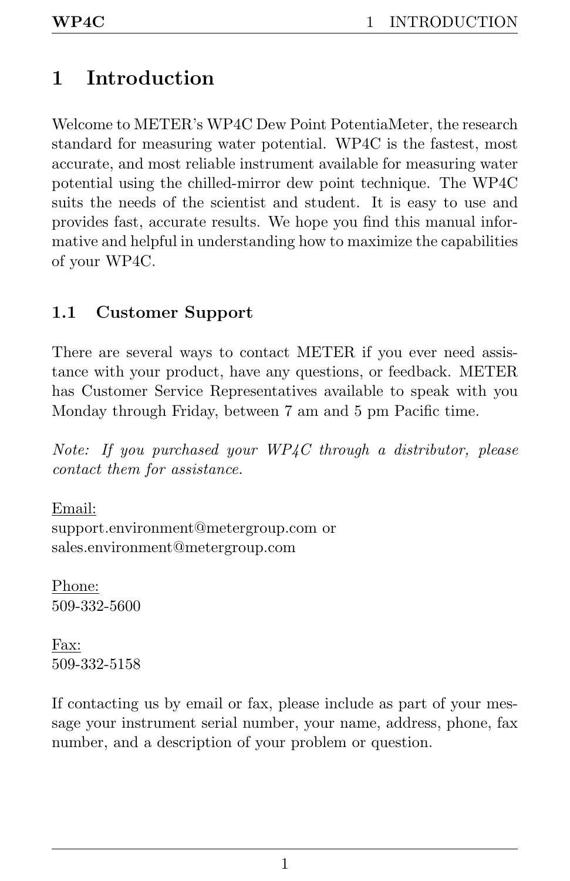# 1 Introduction

Welcome to METER's WP4C Dew Point PotentiaMeter, the research standard for measuring water potential. WP4C is the fastest, most accurate, and most reliable instrument available for measuring water potential using the chilled-mirror dew point technique. The WP4C suits the needs of the scientist and student. It is easy to use and provides fast, accurate results. We hope you find this manual informative and helpful in understanding how to maximize the capabilities of your WP4C.

## 1.1 Customer Support

There are several ways to contact METER if you ever need assistance with your product, have any questions, or feedback. METER has Customer Service Representatives available to speak with you Monday through Friday, between 7 am and 5 pm Pacific time.

*Note: If you purchased your WP4C through a distributor, please contact them for assistance.*

Email:
support.environment@metergroup.com or
sales.environment@metergroup.com

Phone:
509-332-5600

Fax:
509-332-5158

If contacting us by email or fax, please include as part of your message your instrument serial number, your name, address, phone, fax number, and a description of your problem or question.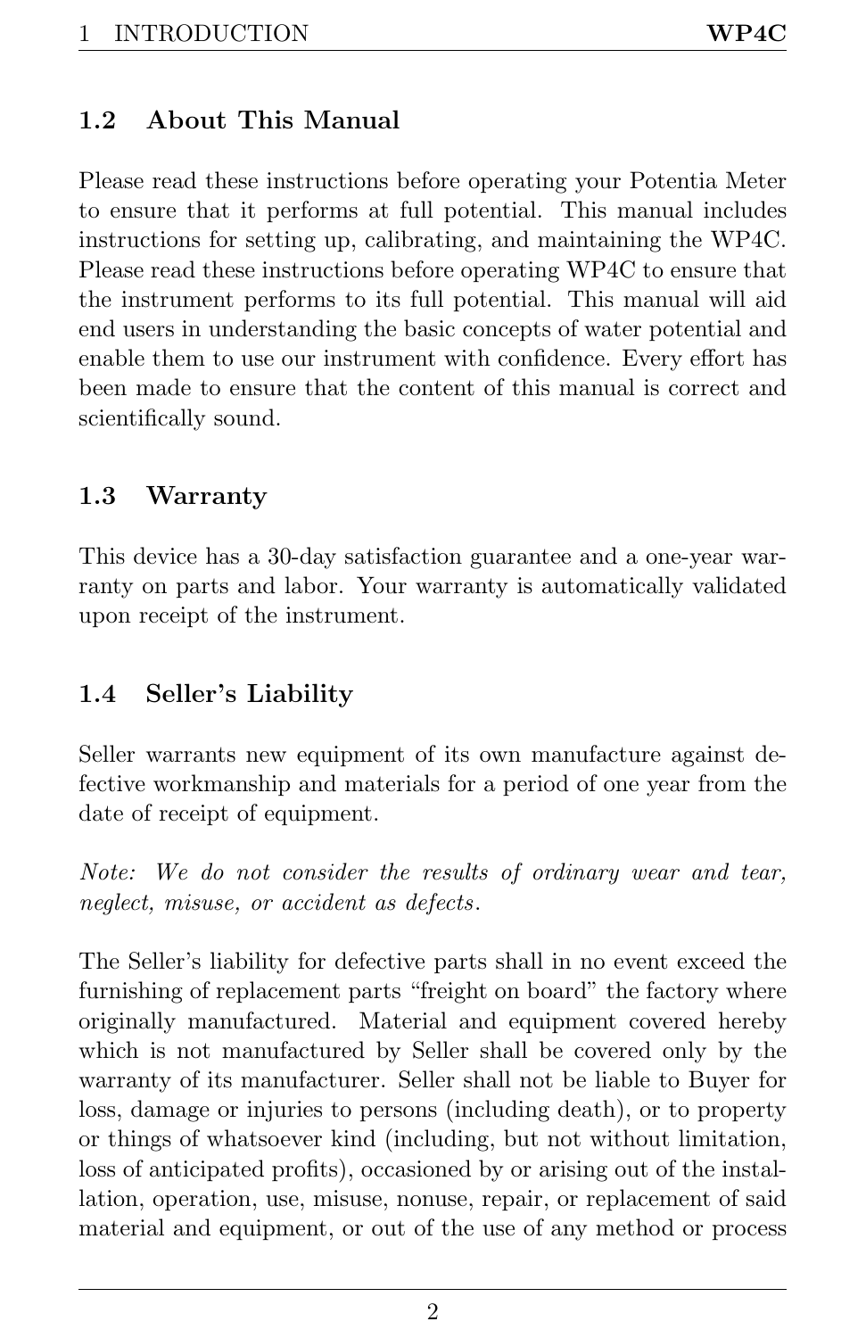## 1.2 About This Manual

Please read these instructions before operating your Potentia Meter to ensure that it performs at full potential. This manual includes instructions for setting up, calibrating, and maintaining the WP4C. Please read these instructions before operating WP4C to ensure that the instrument performs to its full potential. This manual will aid end users in understanding the basic concepts of water potential and enable them to use our instrument with confidence. Every effort has been made to ensure that the content of this manual is correct and scientifically sound.

## 1.3 Warranty

This device has a 30-day satisfaction guarantee and a one-year warranty on parts and labor. Your warranty is automatically validated upon receipt of the instrument.

## 1.4 Seller's Liability

Seller warrants new equipment of its own manufacture against defective workmanship and materials for a period of one year from the date of receipt of equipment.

*Note: We do not consider the results of ordinary wear and tear, neglect, misuse, or accident as defects.*

The Seller's liability for defective parts shall in no event exceed the furnishing of replacement parts "freight on board" the factory where originally manufactured. Material and equipment covered hereby which is not manufactured by Seller shall be covered only by the warranty of its manufacturer. Seller shall not be liable to Buyer for loss, damage or injuries to persons (including death), or to property or things of whatsoever kind (including, but not without limitation, loss of anticipated profits), occasioned by or arising out of the installation, operation, use, misuse, nonuse, repair, or replacement of said material and equipment, or out of the use of any method or process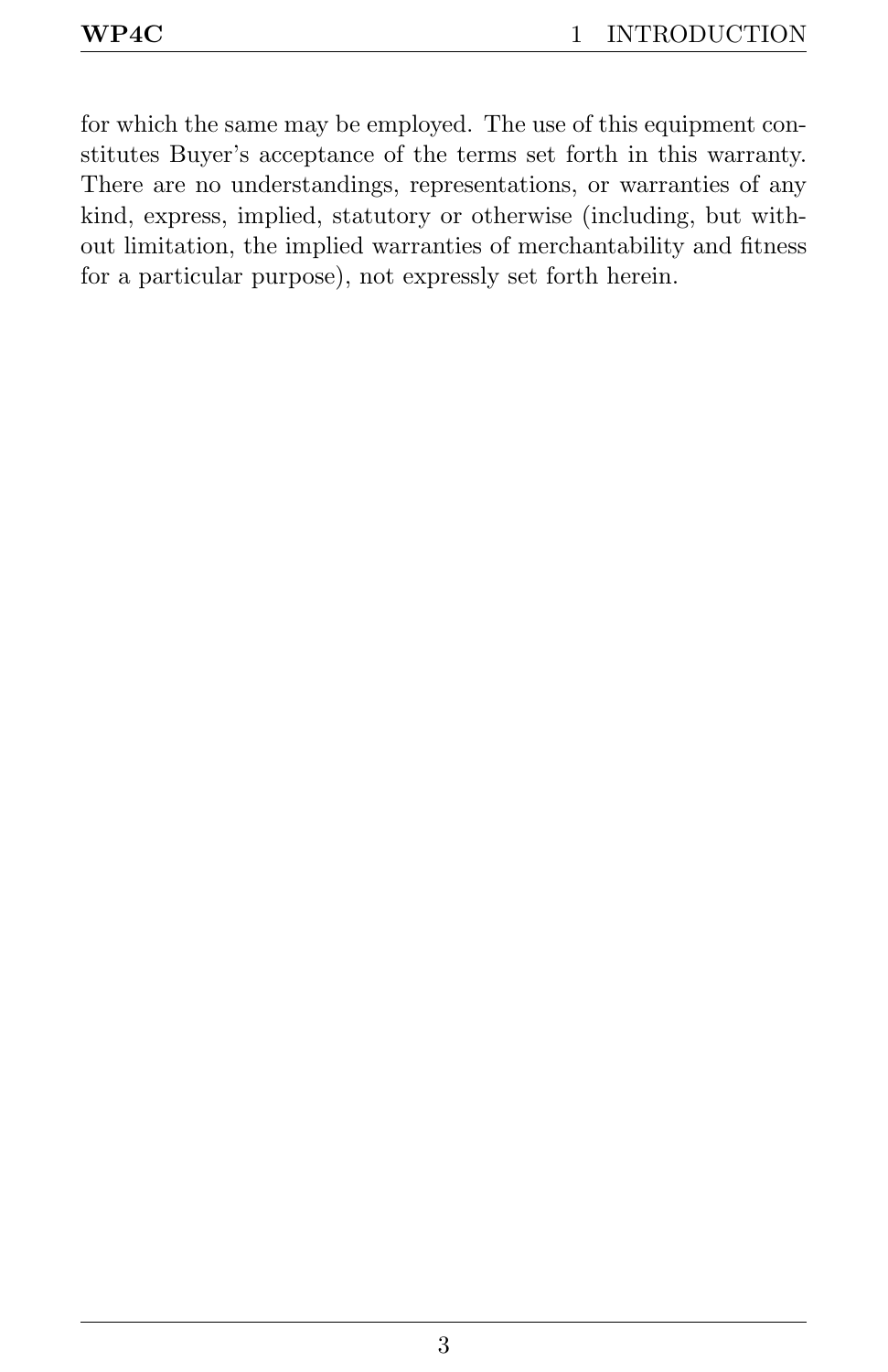for which the same may be employed. The use of this equipment constitutes Buyer's acceptance of the terms set forth in this warranty. There are no understandings, representations, or warranties of any kind, express, implied, statutory or otherwise (including, but without limitation, the implied warranties of merchantability and fitness for a particular purpose), not expressly set forth herein.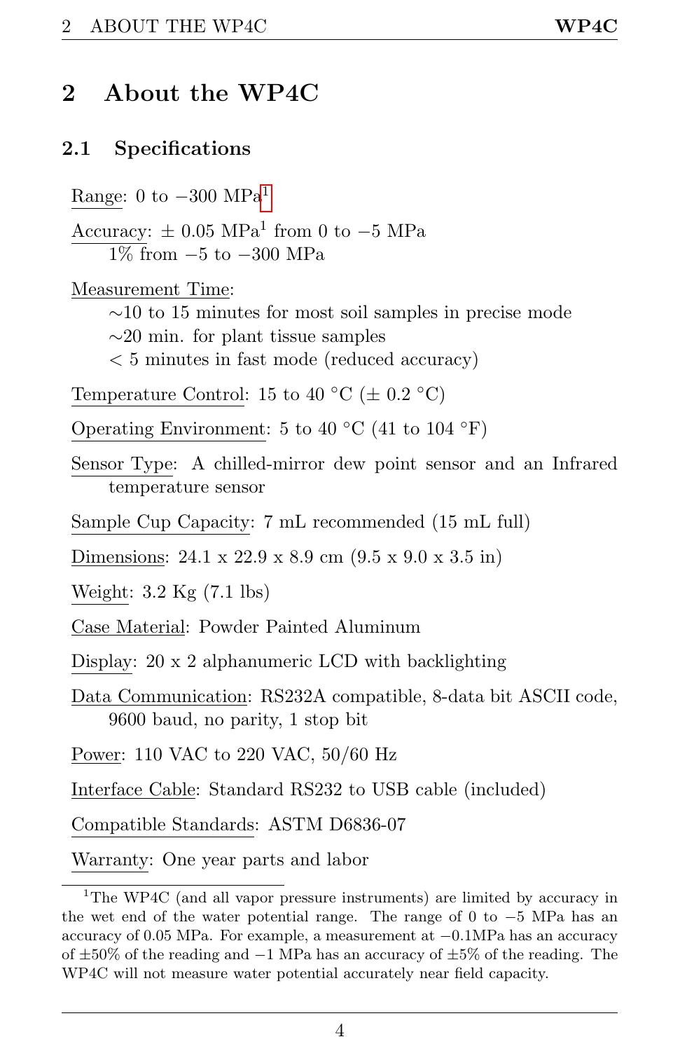# 2 About the WP4C

## 2.1 Specifications

Range: 0 to −300 MPa[1]

Accuracy: ± 0.05 MPa[1] from 0 to −5 MPa
1% from −5 to −300 MPa

Measurement Time:
∼10 to 15 minutes for most soil samples in precise mode
∼20 min. for plant tissue samples
< 5 minutes in fast mode (reduced accuracy)

Temperature Control: 15 to 40 °C (± 0.2 °C)

Operating Environment: 5 to 40 °C (41 to 104 °F)

Sensor Type: A chilled-mirror dew point sensor and an Infrared temperature sensor

Sample Cup Capacity: 7 mL recommended (15 mL full)

Dimensions: 24.1 x 22.9 x 8.9 cm (9.5 x 9.0 x 3.5 in)

Weight: 3.2 Kg (7.1 lbs)

Case Material: Powder Painted Aluminum

Display: 20 x 2 alphanumeric LCD with backlighting

Data Communication: RS232A compatible, 8-data bit ASCII code, 9600 baud, no parity, 1 stop bit

Power: 110 VAC to 220 VAC, 50/60 Hz

Interface Cable: Standard RS232 to USB cable (included)

Compatible Standards: ASTM D6836-07

Warranty: One year parts and labor

---

[1] The WP4C (and all vapor pressure instruments) are limited by accuracy in the wet end of the water potential range. The range of 0 to −5 MPa has an accuracy of 0.05 MPa. For example, a measurement at −0.1MPa has an accuracy of ±50% of the reading and −1 MPa has an accuracy of ±5% of the reading. The WP4C will not measure water potential accurately near field capacity.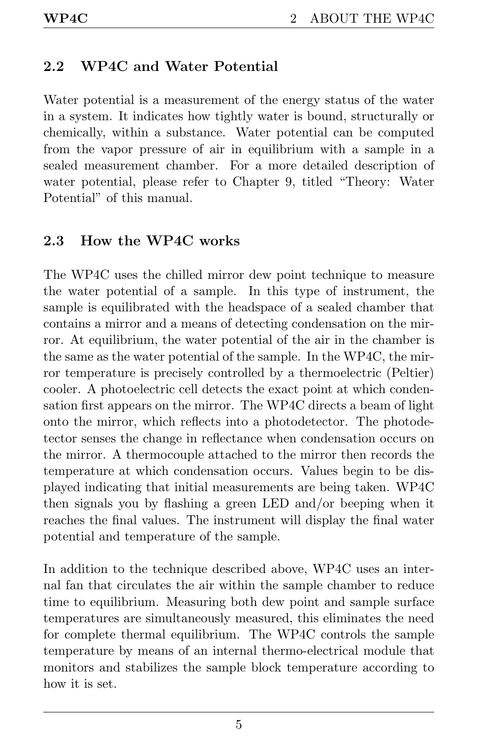## 2.2 WP4C and Water Potential

Water potential is a measurement of the energy status of the water in a system. It indicates how tightly water is bound, structurally or chemically, within a substance. Water potential can be computed from the vapor pressure of air in equilibrium with a sample in a sealed measurement chamber. For a more detailed description of water potential, please refer to Chapter 9, titled "Theory: Water Potential" of this manual.

## 2.3 How the WP4C works

The WP4C uses the chilled mirror dew point technique to measure the water potential of a sample. In this type of instrument, the sample is equilibrated with the headspace of a sealed chamber that contains a mirror and a means of detecting condensation on the mirror. At equilibrium, the water potential of the air in the chamber is the same as the water potential of the sample. In the WP4C, the mirror temperature is precisely controlled by a thermoelectric (Peltier) cooler. A photoelectric cell detects the exact point at which condensation first appears on the mirror. The WP4C directs a beam of light onto the mirror, which reflects into a photodetector. The photodetector senses the change in reflectance when condensation occurs on the mirror. A thermocouple attached to the mirror then records the temperature at which condensation occurs. Values begin to be displayed indicating that initial measurements are being taken. WP4C then signals you by flashing a green LED and/or beeping when it reaches the final values. The instrument will display the final water potential and temperature of the sample.

In addition to the technique described above, WP4C uses an internal fan that circulates the air within the sample chamber to reduce time to equilibrium. Measuring both dew point and sample surface temperatures are simultaneously measured, this eliminates the need for complete thermal equilibrium. The WP4C controls the sample temperature by means of an internal thermo-electrical module that monitors and stabilizes the sample block temperature according to how it is set.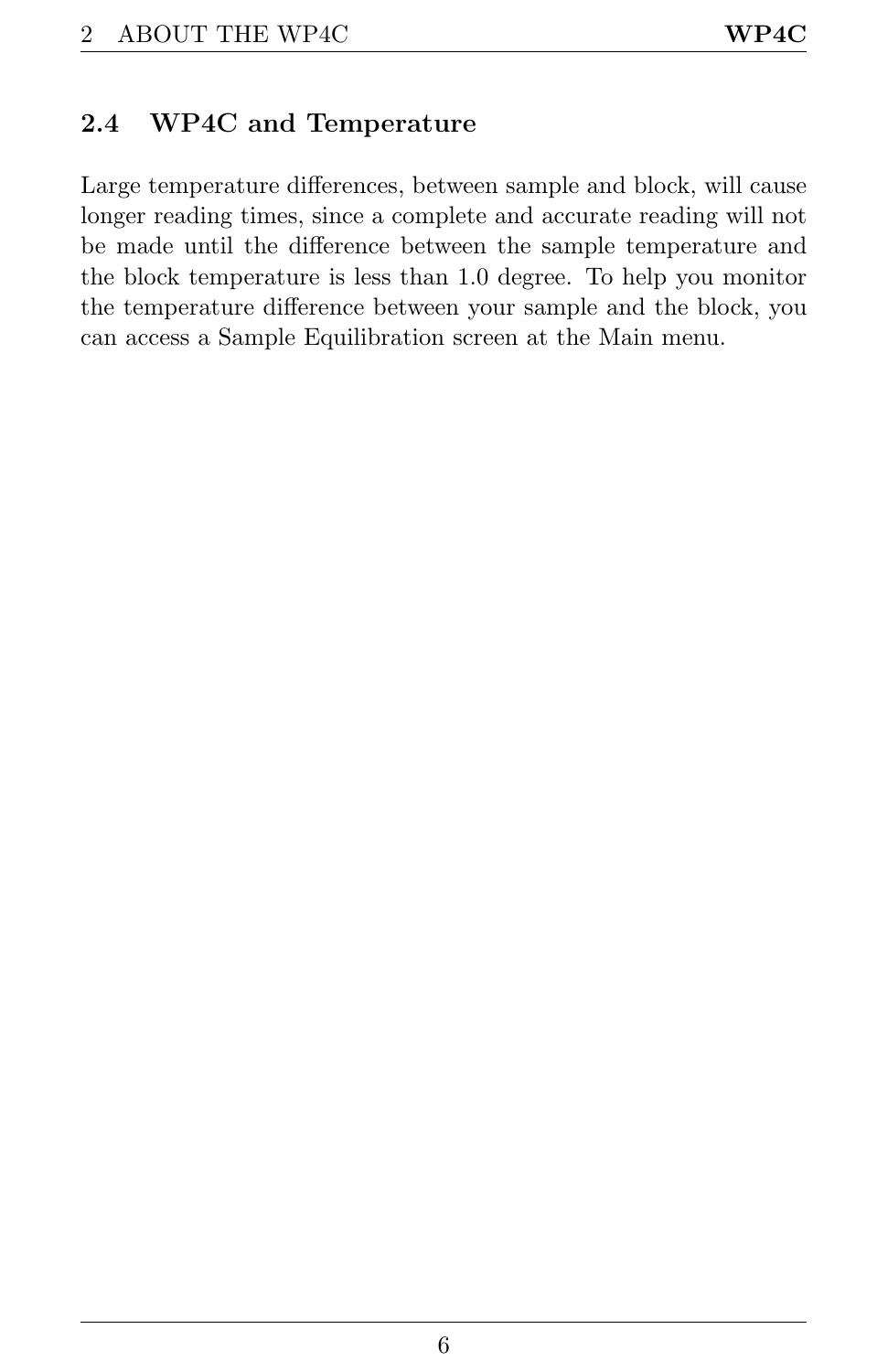## 2.4 WP4C and Temperature

Large temperature differences, between sample and block, will cause longer reading times, since a complete and accurate reading will not be made until the difference between the sample temperature and the block temperature is less than 1.0 degree. To help you monitor the temperature difference between your sample and the block, you can access a Sample Equilibration screen at the Main menu.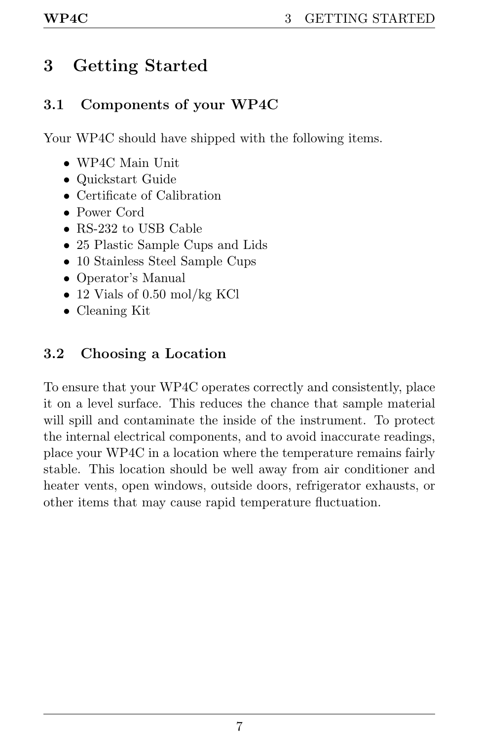# 3 Getting Started

## 3.1 Components of your WP4C

Your WP4C should have shipped with the following items.

- WP4C Main Unit
- Quickstart Guide
- Certificate of Calibration
- Power Cord
- RS-232 to USB Cable
- 25 Plastic Sample Cups and Lids
- 10 Stainless Steel Sample Cups
- Operator's Manual
- 12 Vials of 0.50 mol/kg KCl
- Cleaning Kit

## 3.2 Choosing a Location

To ensure that your WP4C operates correctly and consistently, place it on a level surface. This reduces the chance that sample material will spill and contaminate the inside of the instrument. To protect the internal electrical components, and to avoid inaccurate readings, place your WP4C in a location where the temperature remains fairly stable. This location should be well away from air conditioner and heater vents, open windows, outside doors, refrigerator exhausts, or other items that may cause rapid temperature fluctuation.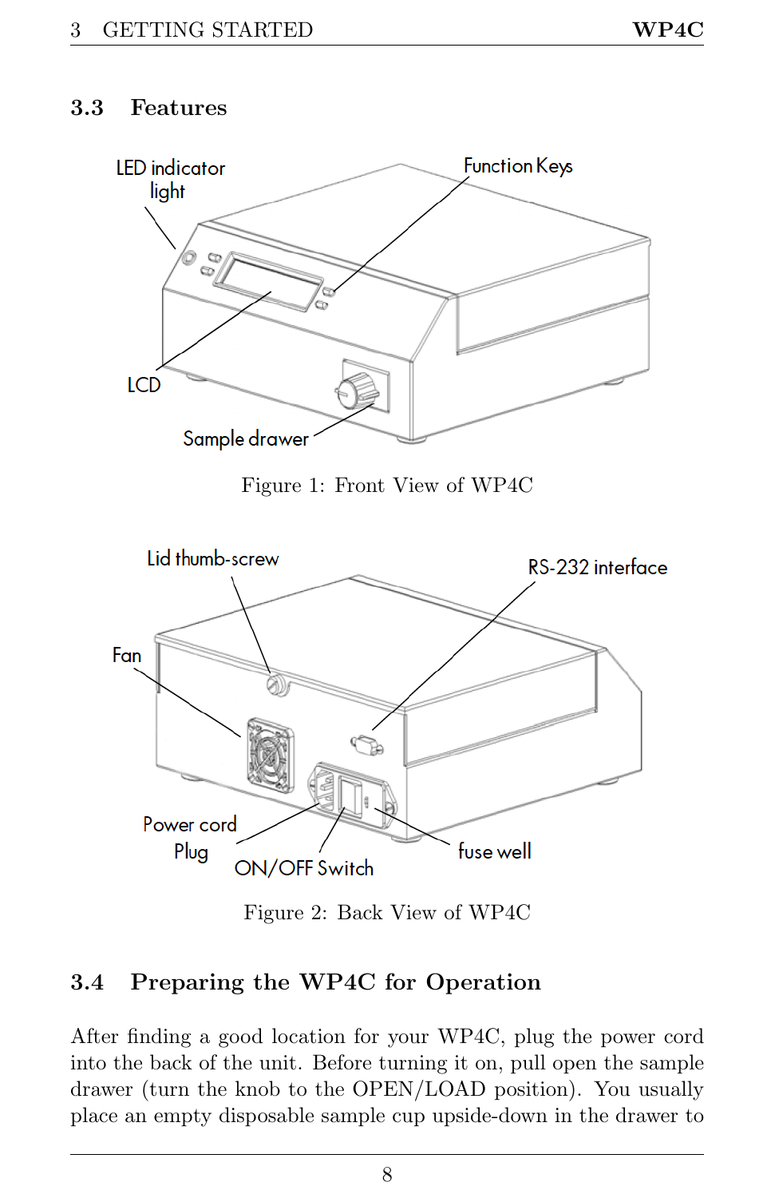## 3.3 Features

Figure 1: Front View of WP4C

Figure 2: Back View of WP4C

## 3.4 Preparing the WP4C for Operation

After finding a good location for your WP4C, plug the power cord into the back of the unit. Before turning it on, pull open the sample drawer (turn the knob to the OPEN/LOAD position). You usually place an empty disposable sample cup upside-down in the drawer to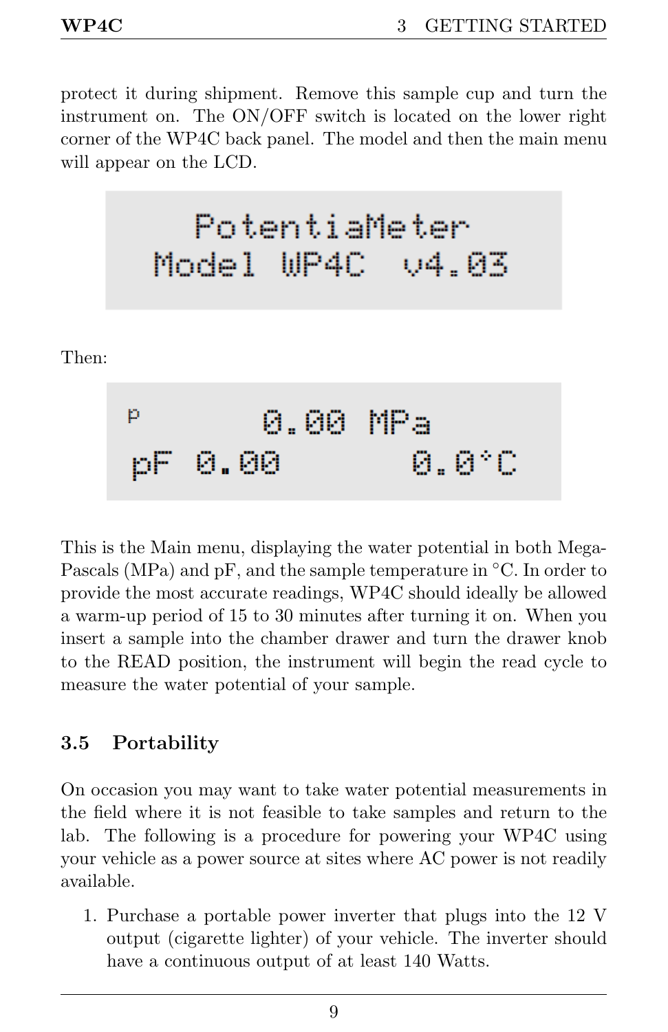protect it during shipment. Remove this sample cup and turn the instrument on. The ON/OFF switch is located on the lower right corner of the WP4C back panel. The model and then the main menu will appear on the LCD.

```
    PotentiaMeter
 Model WP4C  v4.03
```

Then:

```
p        0.00 MPa
pF 0.00       0.0°C
```

This is the Main menu, displaying the water potential in both Mega-Pascals (MPa) and pF, and the sample temperature in °C. In order to provide the most accurate readings, WP4C should ideally be allowed a warm-up period of 15 to 30 minutes after turning it on. When you insert a sample into the chamber drawer and turn the drawer knob to the READ position, the instrument will begin the read cycle to measure the water potential of your sample.

### 3.5 Portability

On occasion you may want to take water potential measurements in the field where it is not feasible to take samples and return to the lab. The following is a procedure for powering your WP4C using your vehicle as a power source at sites where AC power is not readily available.

1. Purchase a portable power inverter that plugs into the 12 V output (cigarette lighter) of your vehicle. The inverter should have a continuous output of at least 140 Watts.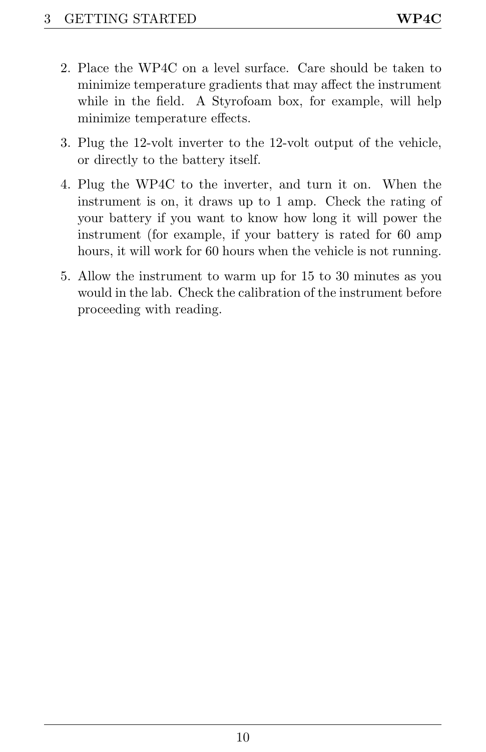2. Place the WP4C on a level surface. Care should be taken to minimize temperature gradients that may affect the instrument while in the field. A Styrofoam box, for example, will help minimize temperature effects.

3. Plug the 12-volt inverter to the 12-volt output of the vehicle, or directly to the battery itself.

4. Plug the WP4C to the inverter, and turn it on. When the instrument is on, it draws up to 1 amp. Check the rating of your battery if you want to know how long it will power the instrument (for example, if your battery is rated for 60 amp hours, it will work for 60 hours when the vehicle is not running.

5. Allow the instrument to warm up for 15 to 30 minutes as you would in the lab. Check the calibration of the instrument before proceeding with reading.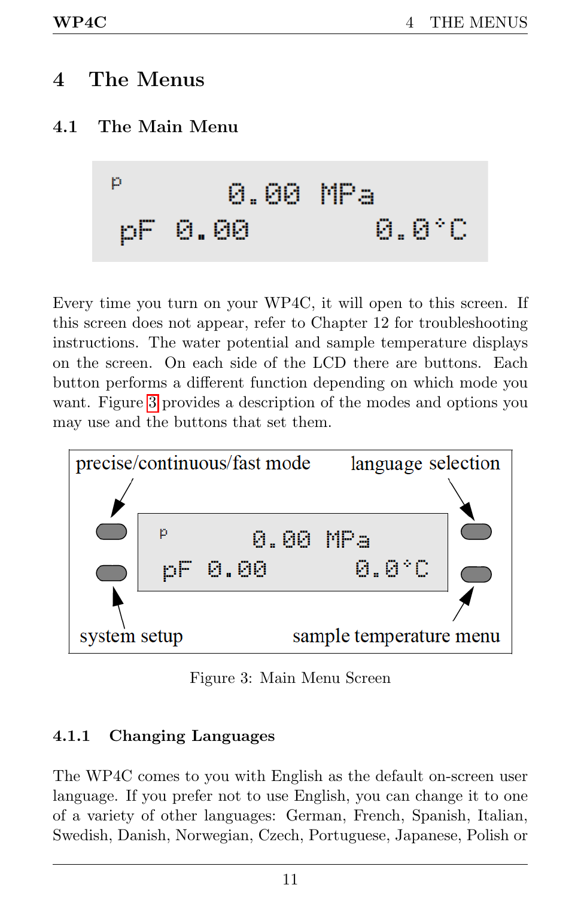# 4 The Menus

## 4.1 The Main Menu

```
P          0.00 MPa
pF 0.00          0.0°C
```

Every time you turn on your WP4C, it will open to this screen. If this screen does not appear, refer to Chapter 12 for troubleshooting instructions. The water potential and sample temperature displays on the screen. On each side of the LCD there are buttons. Each button performs a different function depending on which mode you want. Figure 3 provides a description of the modes and options you may use and the buttons that set them.

precise/continuous/fast mode — language selection

```
P          0.00 MPa
pF 0.00          0.0°C
```

system setup — sample temperature menu

Figure 3: Main Menu Screen

### 4.1.1 Changing Languages

The WP4C comes to you with English as the default on-screen user language. If you prefer not to use English, you can change it to one of a variety of other languages: German, French, Spanish, Italian, Swedish, Danish, Norwegian, Czech, Portuguese, Japanese, Polish or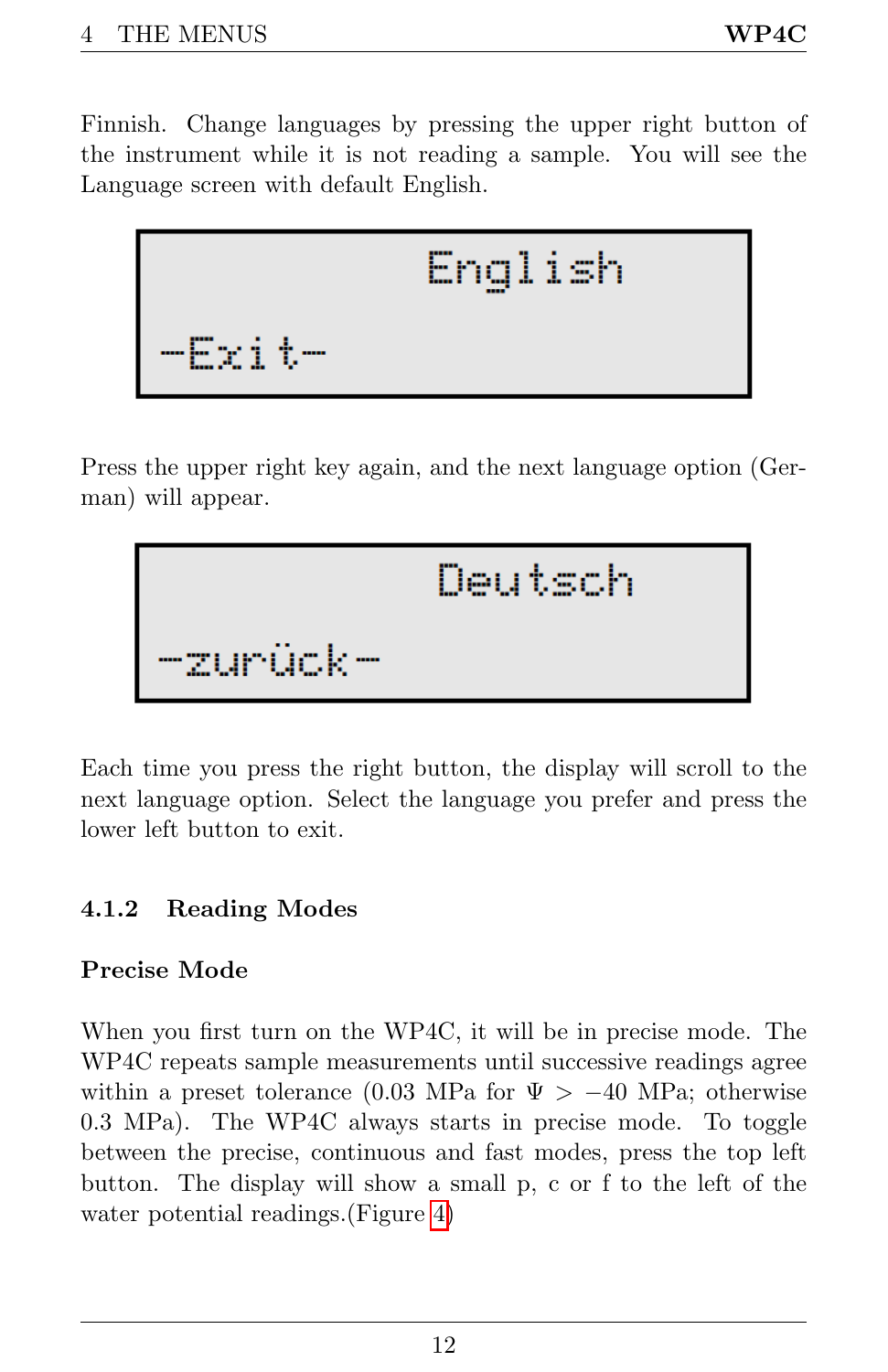Finnish. Change languages by pressing the upper right button of the instrument while it is not reading a sample. You will see the Language screen with default English.

```
                English

-Exit-
```

Press the upper right key again, and the next language option (German) will appear.

```
                Deutsch

-zurück-
```

Each time you press the right button, the display will scroll to the next language option. Select the language you prefer and press the lower left button to exit.

### 4.1.2 Reading Modes

**Precise Mode**

When you first turn on the WP4C, it will be in precise mode. The WP4C repeats sample measurements until successive readings agree within a preset tolerance (0.03 MPa for $\Psi > -40$ MPa; otherwise 0.3 MPa). The WP4C always starts in precise mode. To toggle between the precise, continuous and fast modes, press the top left button. The display will show a small p, c or f to the left of the water potential readings.(Figure 4)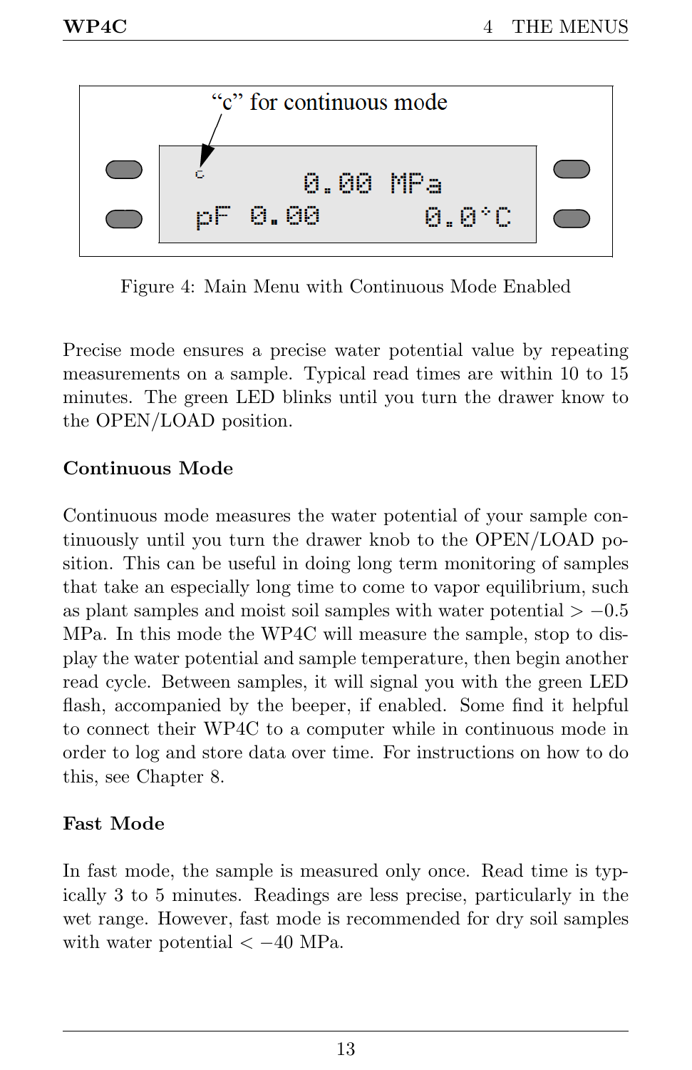"c" for continuous mode

c 0.00 MPa
pF 0.00 0.0°C

Figure 4: Main Menu with Continuous Mode Enabled

Precise mode ensures a precise water potential value by repeating measurements on a sample. Typical read times are within 10 to 15 minutes. The green LED blinks until you turn the drawer know to the OPEN/LOAD position.

**Continuous Mode**

Continuous mode measures the water potential of your sample continuously until you turn the drawer knob to the OPEN/LOAD position. This can be useful in doing long term monitoring of samples that take an especially long time to come to vapor equilibrium, such as plant samples and moist soil samples with water potential $> -0.5$ MPa. In this mode the WP4C will measure the sample, stop to display the water potential and sample temperature, then begin another read cycle. Between samples, it will signal you with the green LED flash, accompanied by the beeper, if enabled. Some find it helpful to connect their WP4C to a computer while in continuous mode in order to log and store data over time. For instructions on how to do this, see Chapter 8.

**Fast Mode**

In fast mode, the sample is measured only once. Read time is typically 3 to 5 minutes. Readings are less precise, particularly in the wet range. However, fast mode is recommended for dry soil samples with water potential $< -40$ MPa.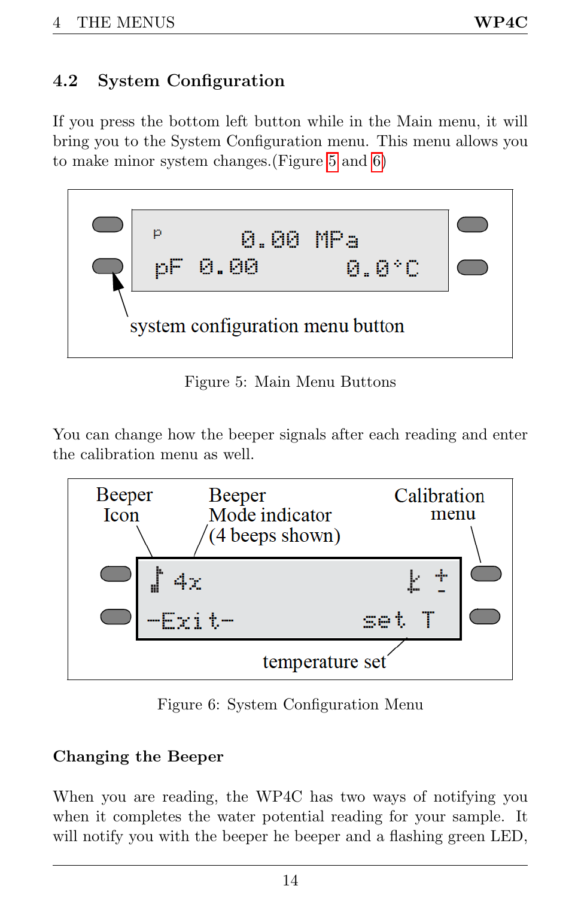## 4.2 System Configuration

If you press the bottom left button while in the Main menu, it will bring you to the System Configuration menu. This menu allows you to make minor system changes.(Figure 5 and 6)

Figure 5: Main Menu Buttons

You can change how the beeper signals after each reading and enter the calibration menu as well.

Figure 6: System Configuration Menu

### Changing the Beeper

When you are reading, the WP4C has two ways of notifying you when it completes the water potential reading for your sample. It will notify you with the beeper he beeper and a flashing green LED,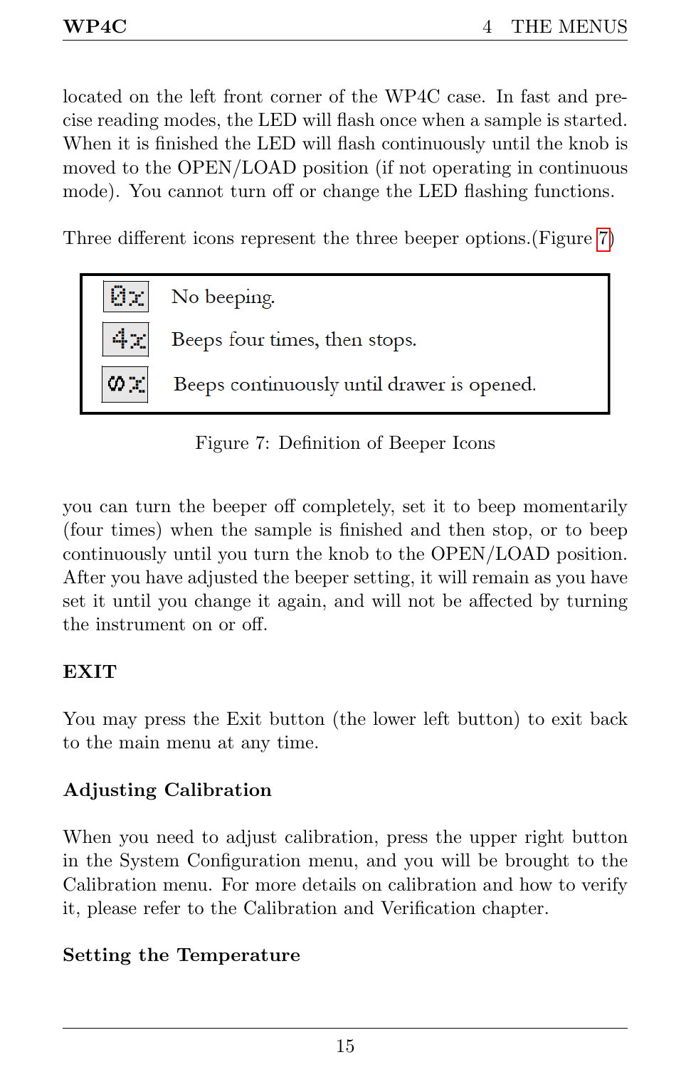located on the left front corner of the WP4C case. In fast and precise reading modes, the LED will flash once when a sample is started. When it is finished the LED will flash continuously until the knob is moved to the OPEN/LOAD position (if not operating in continuous mode). You cannot turn off or change the LED flashing functions.

Three different icons represent the three beeper options.(Figure 7)

| Icon | Description |
| --- | --- |
| 0x | No beeping. |
| 4x | Beeps four times, then stops. |
| ∞x | Beeps continuously until drawer is opened. |

Figure 7: Definition of Beeper Icons

you can turn the beeper off completely, set it to beep momentarily (four times) when the sample is finished and then stop, or to beep continuously until you turn the knob to the OPEN/LOAD position. After you have adjusted the beeper setting, it will remain as you have set it until you change it again, and will not be affected by turning the instrument on or off.

**EXIT**

You may press the Exit button (the lower left button) to exit back to the main menu at any time.

### Adjusting Calibration

When you need to adjust calibration, press the upper right button in the System Configuration menu, and you will be brought to the Calibration menu. For more details on calibration and how to verify it, please refer to the Calibration and Verification chapter.

### Setting the Temperature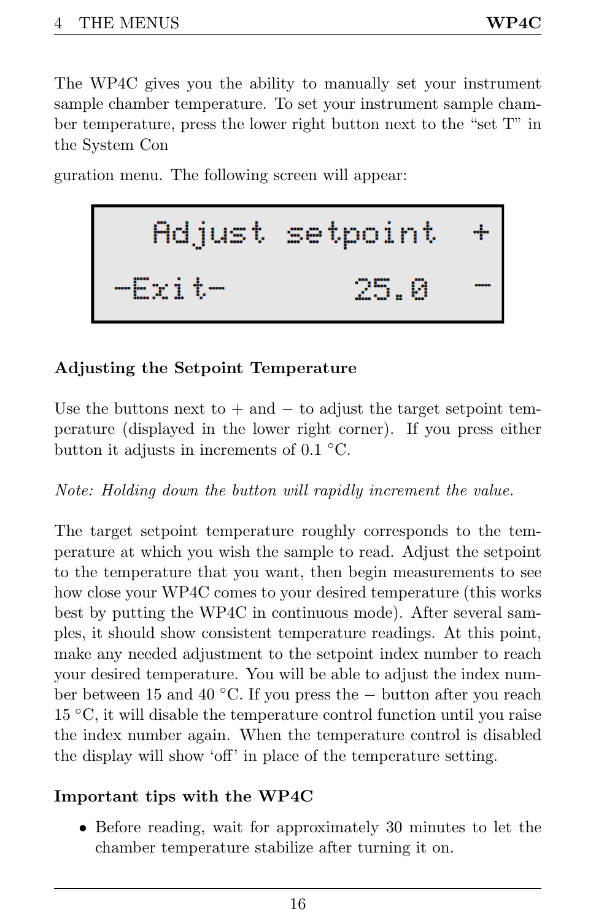The WP4C gives you the ability to manually set your instrument sample chamber temperature. To set your instrument sample chamber temperature, press the lower right button next to the "set T" in the System Con

guration menu. The following screen will appear:

```
   Adjust setpoint  +
-Exit-      25.0    -
```

**Adjusting the Setpoint Temperature**

Use the buttons next to + and − to adjust the target setpoint temperature (displayed in the lower right corner). If you press either button it adjusts in increments of 0.1 °C.

*Note: Holding down the button will rapidly increment the value.*

The target setpoint temperature roughly corresponds to the temperature at which you wish the sample to read. Adjust the setpoint to the temperature that you want, then begin measurements to see how close your WP4C comes to your desired temperature (this works best by putting the WP4C in continuous mode). After several samples, it should show consistent temperature readings. At this point, make any needed adjustment to the setpoint index number to reach your desired temperature. You will be able to adjust the index number between 15 and 40 °C. If you press the − button after you reach 15 °C, it will disable the temperature control function until you raise the index number again. When the temperature control is disabled the display will show 'off' in place of the temperature setting.

**Important tips with the WP4C**

- Before reading, wait for approximately 30 minutes to let the chamber temperature stabilize after turning it on.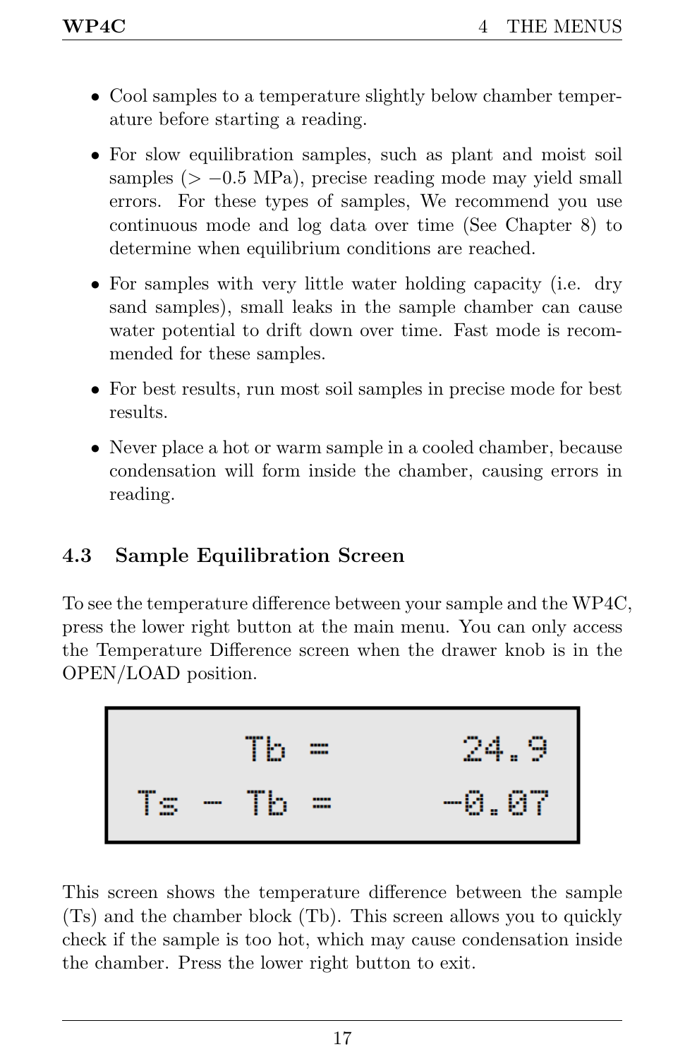- Cool samples to a temperature slightly below chamber temperature before starting a reading.
- For slow equilibration samples, such as plant and moist soil samples (> −0.5 MPa), precise reading mode may yield small errors. For these types of samples, We recommend you use continuous mode and log data over time (See Chapter 8) to determine when equilibrium conditions are reached.
- For samples with very little water holding capacity (i.e. dry sand samples), small leaks in the sample chamber can cause water potential to drift down over time. Fast mode is recommended for these samples.
- For best results, run most soil samples in precise mode for best results.
- Never place a hot or warm sample in a cooled chamber, because condensation will form inside the chamber, causing errors in reading.

## 4.3 Sample Equilibration Screen

To see the temperature difference between your sample and the WP4C, press the lower right button at the main menu. You can only access the Temperature Difference screen when the drawer knob is in the OPEN/LOAD position.

```
      Tb =      24.9
 Ts - Tb =     -0.07
```

This screen shows the temperature difference between the sample (Ts) and the chamber block (Tb). This screen allows you to quickly check if the sample is too hot, which may cause condensation inside the chamber. Press the lower right button to exit.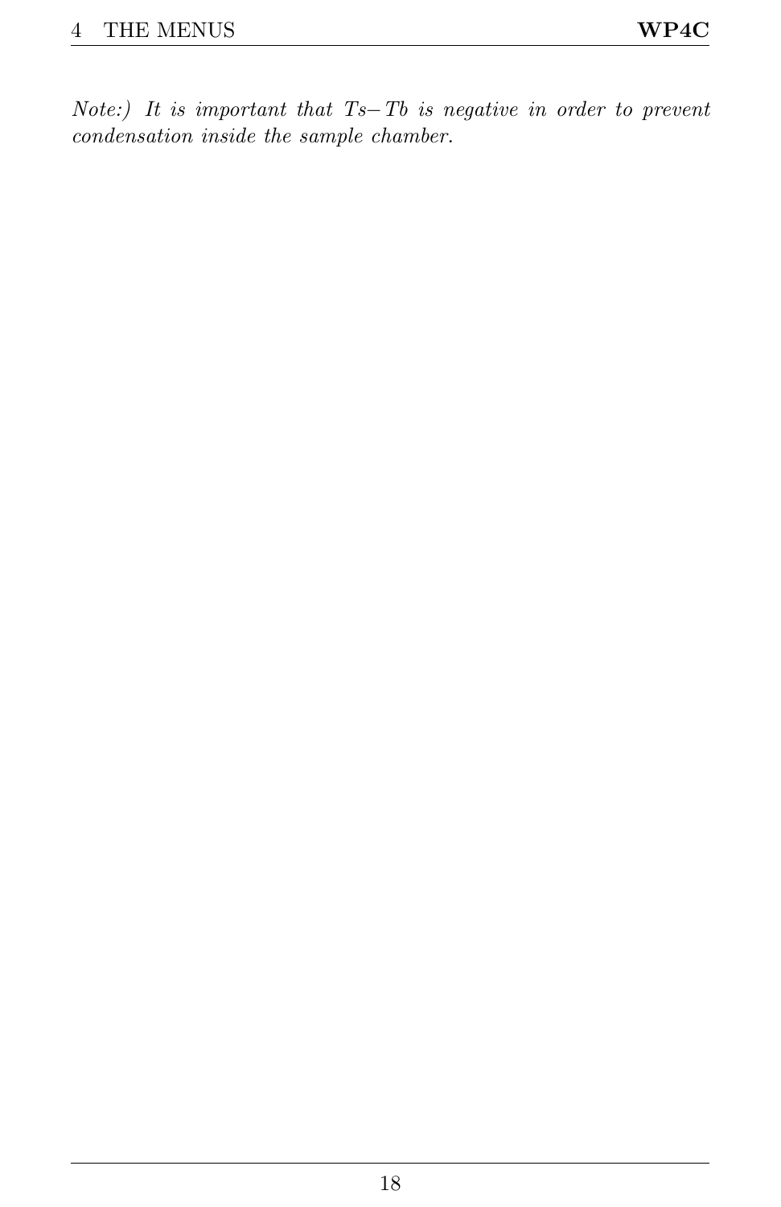*Note:) It is important that Ts− Tb is negative in order to prevent condensation inside the sample chamber.*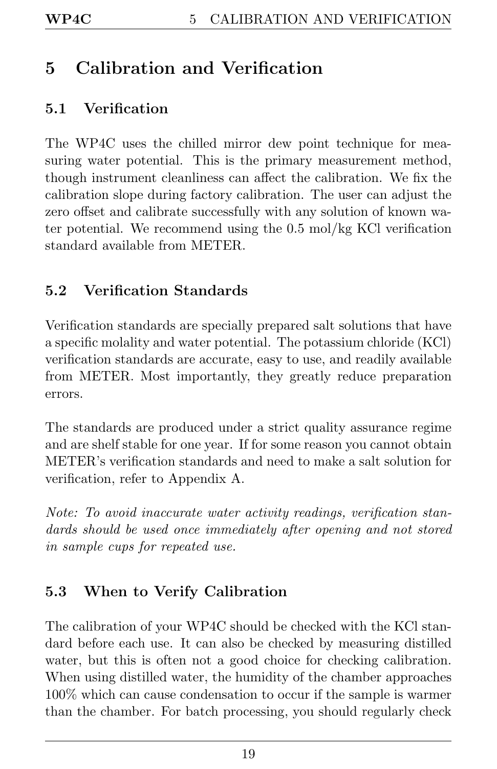# 5 Calibration and Verification

## 5.1 Verification

The WP4C uses the chilled mirror dew point technique for measuring water potential. This is the primary measurement method, though instrument cleanliness can affect the calibration. We fix the calibration slope during factory calibration. The user can adjust the zero offset and calibrate successfully with any solution of known water potential. We recommend using the 0.5 mol/kg KCl verification standard available from METER.

## 5.2 Verification Standards

Verification standards are specially prepared salt solutions that have a specific molality and water potential. The potassium chloride (KCl) verification standards are accurate, easy to use, and readily available from METER. Most importantly, they greatly reduce preparation errors.

The standards are produced under a strict quality assurance regime and are shelf stable for one year. If for some reason you cannot obtain METER's verification standards and need to make a salt solution for verification, refer to Appendix A.

*Note: To avoid inaccurate water activity readings, verification standards should be used once immediately after opening and not stored in sample cups for repeated use.*

## 5.3 When to Verify Calibration

The calibration of your WP4C should be checked with the KCl standard before each use. It can also be checked by measuring distilled water, but this is often not a good choice for checking calibration. When using distilled water, the humidity of the chamber approaches 100% which can cause condensation to occur if the sample is warmer than the chamber. For batch processing, you should regularly check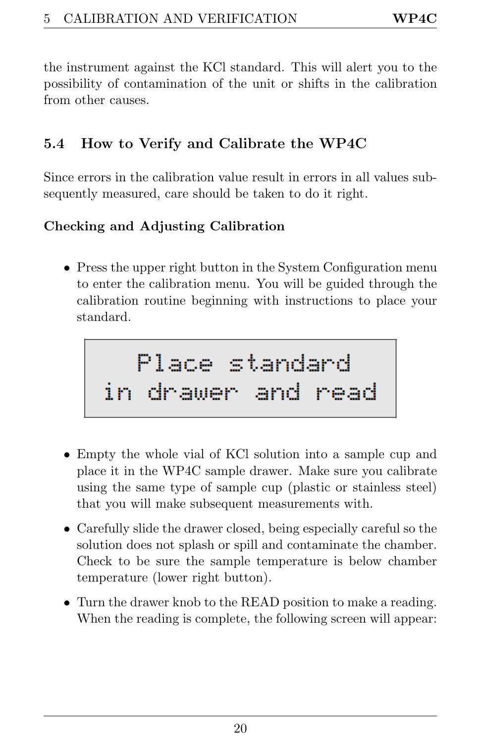the instrument against the KCl standard. This will alert you to the possibility of contamination of the unit or shifts in the calibration from other causes.

## 5.4 How to Verify and Calibrate the WP4C

Since errors in the calibration value result in errors in all values subsequently measured, care should be taken to do it right.

**Checking and Adjusting Calibration**

- Press the upper right button in the System Configuration menu to enter the calibration menu. You will be guided through the calibration routine beginning with instructions to place your standard.

```
Place standard
in drawer and read
```

- Empty the whole vial of KCl solution into a sample cup and place it in the WP4C sample drawer. Make sure you calibrate using the same type of sample cup (plastic or stainless steel) that you will make subsequent measurements with.
- Carefully slide the drawer closed, being especially careful so the solution does not splash or spill and contaminate the chamber. Check to be sure the sample temperature is below chamber temperature (lower right button).
- Turn the drawer knob to the READ position to make a reading. When the reading is complete, the following screen will appear: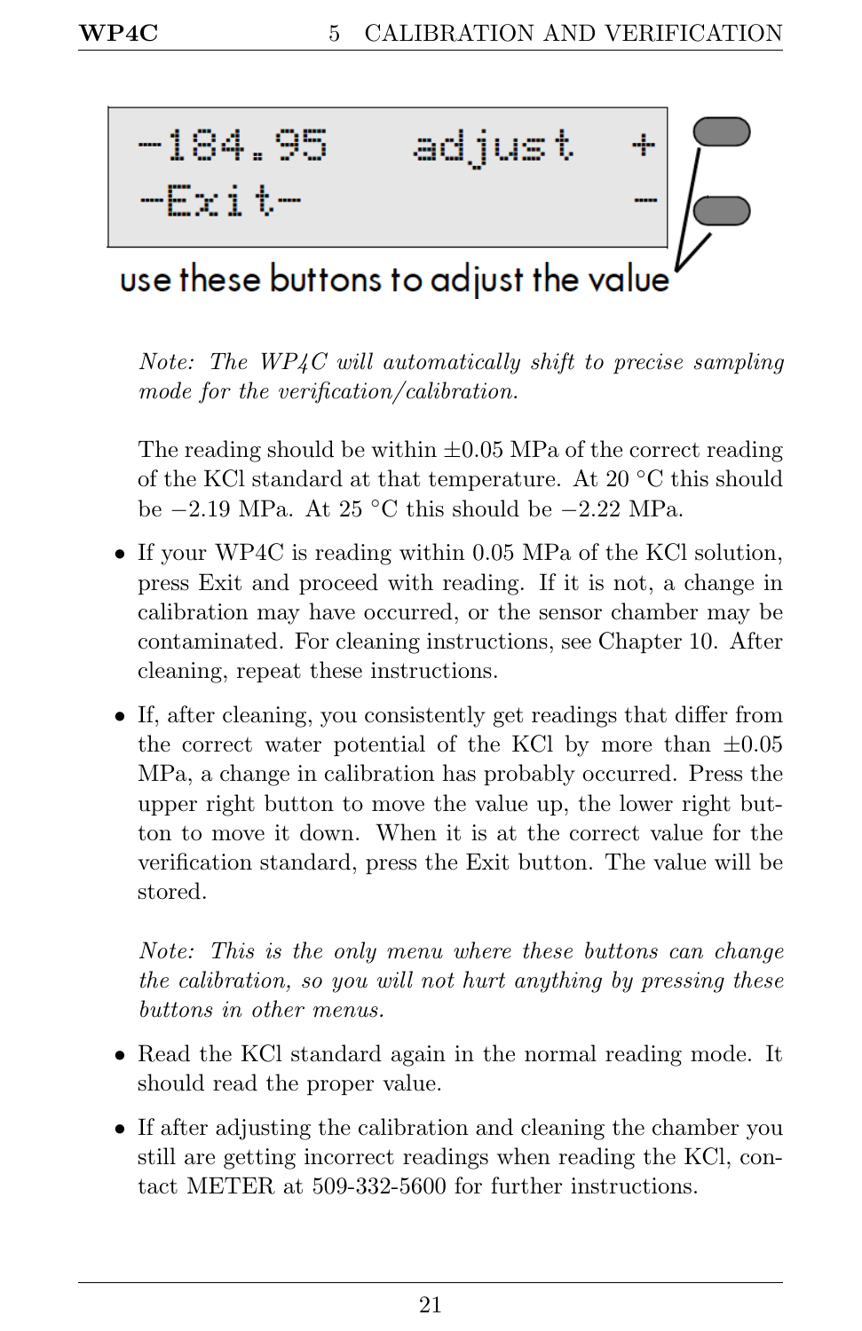```
-184.95   adjust   +
-Exit-             -
```

use these buttons to adjust the value

*Note: The WP4C will automatically shift to precise sampling mode for the verification/calibration.*

The reading should be within ±0.05 MPa of the correct reading of the KCl standard at that temperature. At 20 °C this should be −2.19 MPa. At 25 °C this should be −2.22 MPa.

- If your WP4C is reading within 0.05 MPa of the KCl solution, press Exit and proceed with reading. If it is not, a change in calibration may have occurred, or the sensor chamber may be contaminated. For cleaning instructions, see Chapter 10. After cleaning, repeat these instructions.

- If, after cleaning, you consistently get readings that differ from the correct water potential of the KCl by more than ±0.05 MPa, a change in calibration has probably occurred. Press the upper right button to move the value up, the lower right button to move it down. When it is at the correct value for the verification standard, press the Exit button. The value will be stored.

  *Note: This is the only menu where these buttons can change the calibration, so you will not hurt anything by pressing these buttons in other menus.*

- Read the KCl standard again in the normal reading mode. It should read the proper value.

- If after adjusting the calibration and cleaning the chamber you still are getting incorrect readings when reading the KCl, contact METER at 509-332-5600 for further instructions.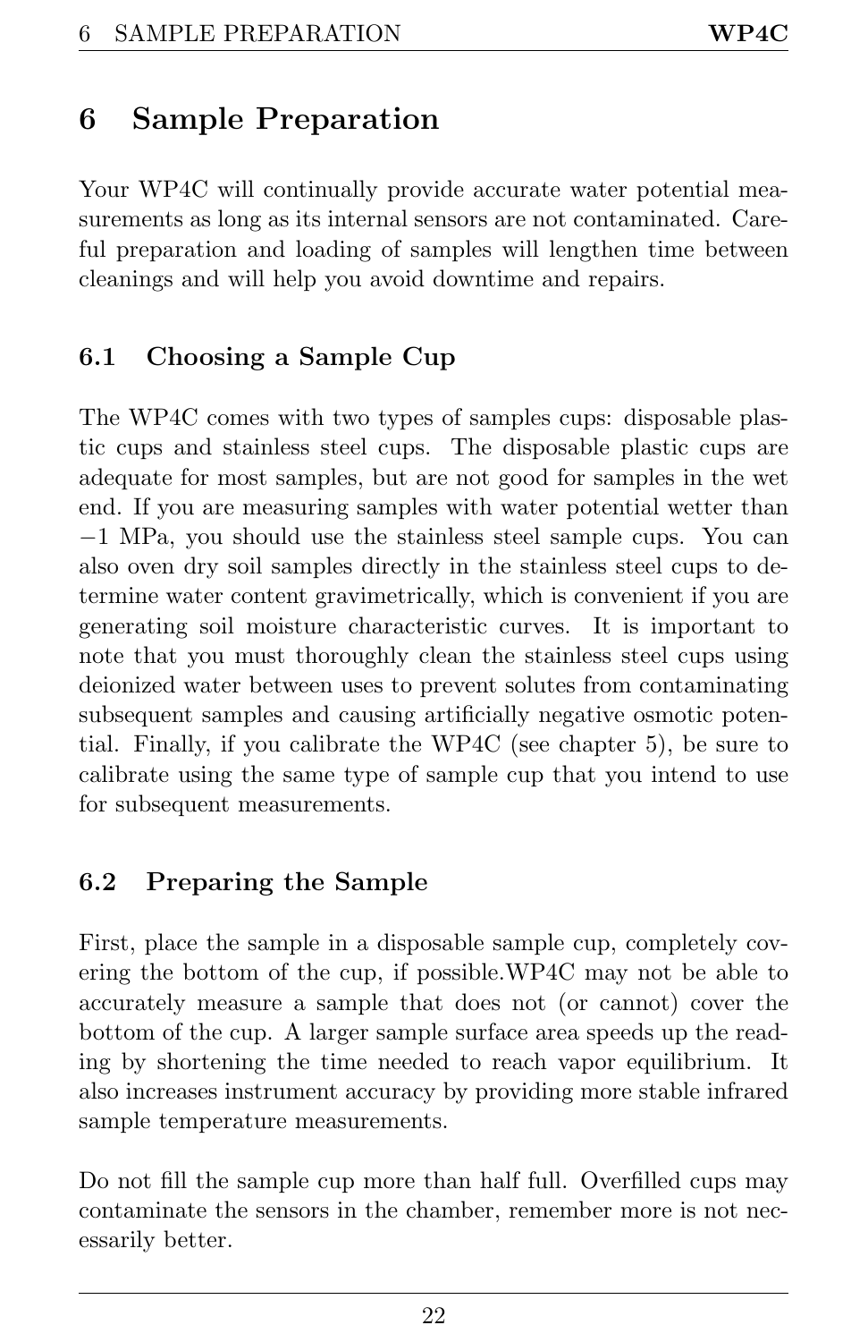# 6 Sample Preparation

Your WP4C will continually provide accurate water potential measurements as long as its internal sensors are not contaminated. Careful preparation and loading of samples will lengthen time between cleanings and will help you avoid downtime and repairs.

## 6.1 Choosing a Sample Cup

The WP4C comes with two types of samples cups: disposable plastic cups and stainless steel cups. The disposable plastic cups are adequate for most samples, but are not good for samples in the wet end. If you are measuring samples with water potential wetter than $-1$ MPa, you should use the stainless steel sample cups. You can also oven dry soil samples directly in the stainless steel cups to determine water content gravimetrically, which is convenient if you are generating soil moisture characteristic curves. It is important to note that you must thoroughly clean the stainless steel cups using deionized water between uses to prevent solutes from contaminating subsequent samples and causing artificially negative osmotic potential. Finally, if you calibrate the WP4C (see chapter 5), be sure to calibrate using the same type of sample cup that you intend to use for subsequent measurements.

## 6.2 Preparing the Sample

First, place the sample in a disposable sample cup, completely covering the bottom of the cup, if possible.WP4C may not be able to accurately measure a sample that does not (or cannot) cover the bottom of the cup. A larger sample surface area speeds up the reading by shortening the time needed to reach vapor equilibrium. It also increases instrument accuracy by providing more stable infrared sample temperature measurements.

Do not fill the sample cup more than half full. Overfilled cups may contaminate the sensors in the chamber, remember more is not necessarily better.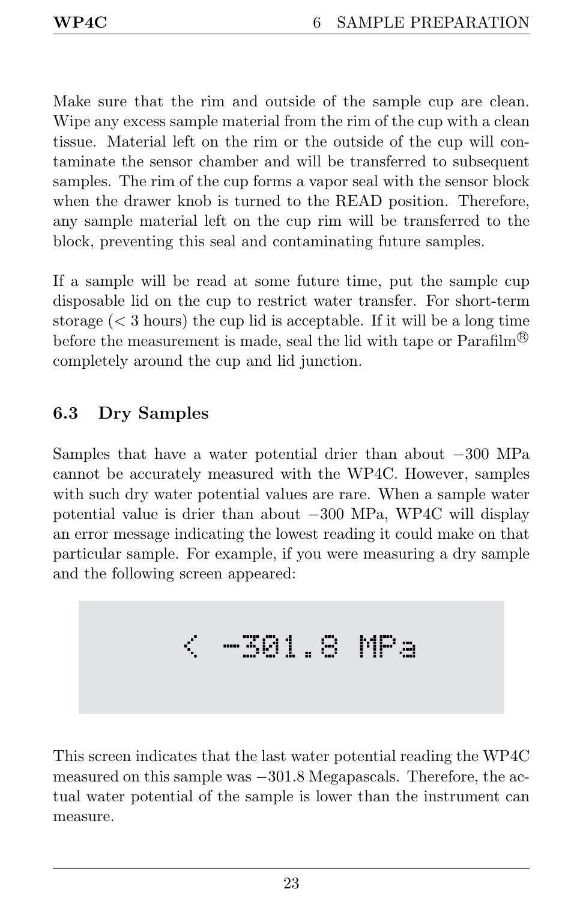Make sure that the rim and outside of the sample cup are clean. Wipe any excess sample material from the rim of the cup with a clean tissue. Material left on the rim or the outside of the cup will contaminate the sensor chamber and will be transferred to subsequent samples. The rim of the cup forms a vapor seal with the sensor block when the drawer knob is turned to the READ position. Therefore, any sample material left on the cup rim will be transferred to the block, preventing this seal and contaminating future samples.

If a sample will be read at some future time, put the sample cup disposable lid on the cup to restrict water transfer. For short-term storage (< 3 hours) the cup lid is acceptable. If it will be a long time before the measurement is made, seal the lid with tape or Parafilm® completely around the cup and lid junction.

## 6.3 Dry Samples

Samples that have a water potential drier than about −300 MPa cannot be accurately measured with the WP4C. However, samples with such dry water potential values are rare. When a sample water potential value is drier than about −300 MPa, WP4C will display an error message indicating the lowest reading it could make on that particular sample. For example, if you were measuring a dry sample and the following screen appeared:

```
< -301.8 MPa
```

This screen indicates that the last water potential reading the WP4C measured on this sample was −301.8 Megapascals. Therefore, the actual water potential of the sample is lower than the instrument can measure.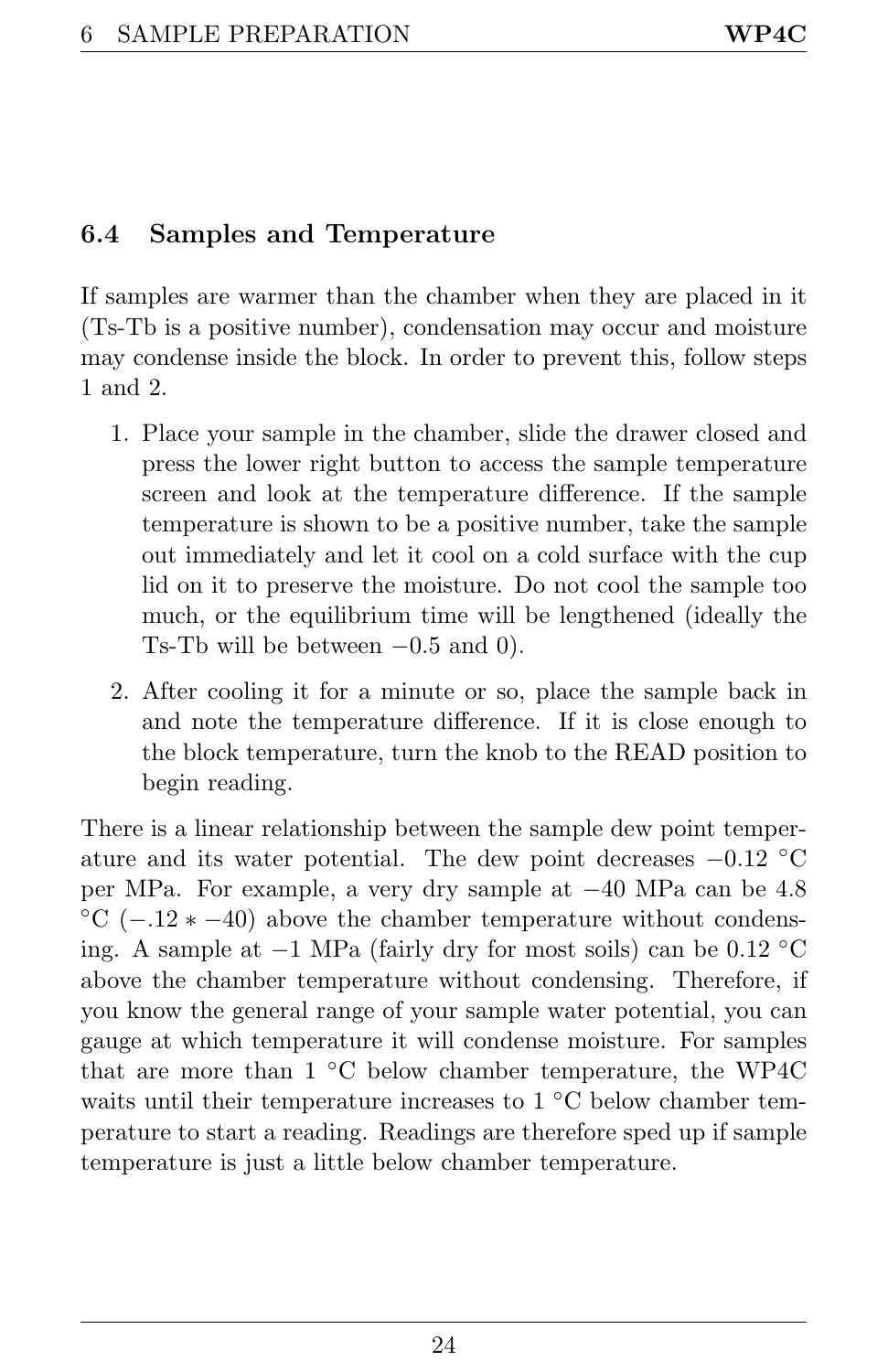## 6.4 Samples and Temperature

If samples are warmer than the chamber when they are placed in it (Ts-Tb is a positive number), condensation may occur and moisture may condense inside the block. In order to prevent this, follow steps 1 and 2.

1. Place your sample in the chamber, slide the drawer closed and press the lower right button to access the sample temperature screen and look at the temperature difference. If the sample temperature is shown to be a positive number, take the sample out immediately and let it cool on a cold surface with the cup lid on it to preserve the moisture. Do not cool the sample too much, or the equilibrium time will be lengthened (ideally the Ts-Tb will be between $-0.5$ and 0).
2. After cooling it for a minute or so, place the sample back in and note the temperature difference. If it is close enough to the block temperature, turn the knob to the READ position to begin reading.

There is a linear relationship between the sample dew point temperature and its water potential. The dew point decreases $-0.12$ °C per MPa. For example, a very dry sample at $-40$ MPa can be 4.8 °C ($-.12 * -40$) above the chamber temperature without condensing. A sample at $-1$ MPa (fairly dry for most soils) can be 0.12 °C above the chamber temperature without condensing. Therefore, if you know the general range of your sample water potential, you can gauge at which temperature it will condense moisture. For samples that are more than 1 °C below chamber temperature, the WP4C waits until their temperature increases to 1 °C below chamber temperature to start a reading. Readings are therefore sped up if sample temperature is just a little below chamber temperature.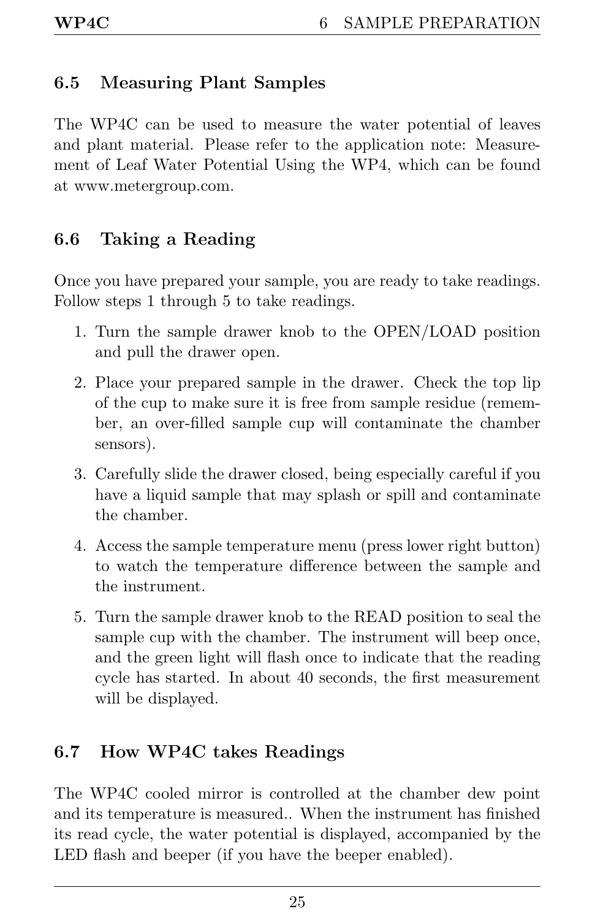## 6.5 Measuring Plant Samples

The WP4C can be used to measure the water potential of leaves and plant material. Please refer to the application note: Measurement of Leaf Water Potential Using the WP4, which can be found at www.metergroup.com.

## 6.6 Taking a Reading

Once you have prepared your sample, you are ready to take readings. Follow steps 1 through 5 to take readings.

1. Turn the sample drawer knob to the OPEN/LOAD position and pull the drawer open.
2. Place your prepared sample in the drawer. Check the top lip of the cup to make sure it is free from sample residue (remember, an over-filled sample cup will contaminate the chamber sensors).
3. Carefully slide the drawer closed, being especially careful if you have a liquid sample that may splash or spill and contaminate the chamber.
4. Access the sample temperature menu (press lower right button) to watch the temperature difference between the sample and the instrument.
5. Turn the sample drawer knob to the READ position to seal the sample cup with the chamber. The instrument will beep once, and the green light will flash once to indicate that the reading cycle has started. In about 40 seconds, the first measurement will be displayed.

## 6.7 How WP4C takes Readings

The WP4C cooled mirror is controlled at the chamber dew point and its temperature is measured.. When the instrument has finished its read cycle, the water potential is displayed, accompanied by the LED flash and beeper (if you have the beeper enabled).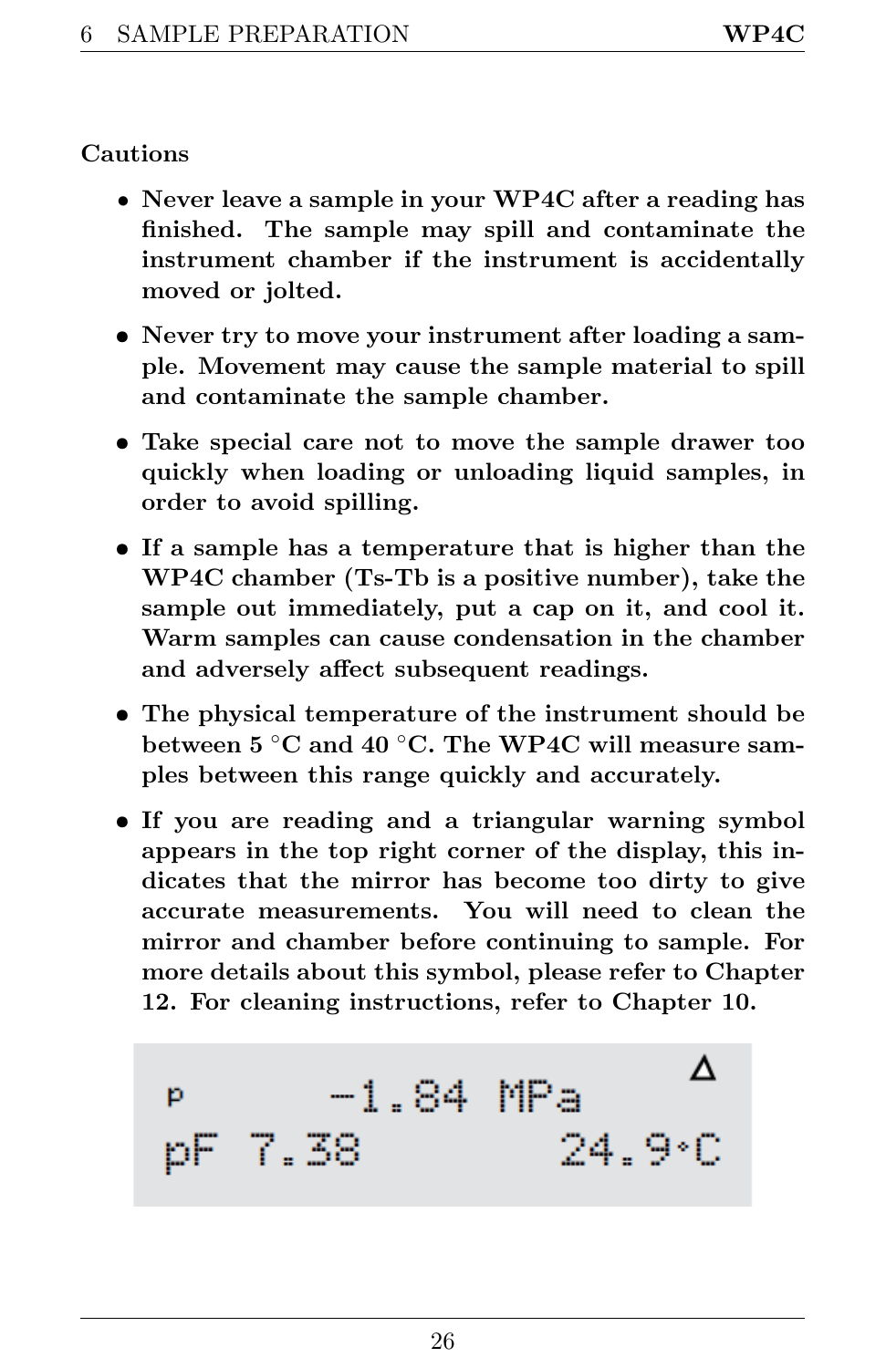**Cautions**

- **Never leave a sample in your WP4C after a reading has finished. The sample may spill and contaminate the instrument chamber if the instrument is accidentally moved or jolted.**
- **Never try to move your instrument after loading a sample. Movement may cause the sample material to spill and contaminate the sample chamber.**
- **Take special care not to move the sample drawer too quickly when loading or unloading liquid samples, in order to avoid spilling.**
- **If a sample has a temperature that is higher than the WP4C chamber (Ts-Tb is a positive number), take the sample out immediately, put a cap on it, and cool it. Warm samples can cause condensation in the chamber and adversely affect subsequent readings.**
- **The physical temperature of the instrument should be between 5 °C and 40 °C. The WP4C will measure samples between this range quickly and accurately.**
- **If you are reading and a triangular warning symbol appears in the top right corner of the display, this indicates that the mirror has become too dirty to give accurate measurements. You will need to clean the mirror and chamber before continuing to sample. For more details about this symbol, please refer to Chapter 12. For cleaning instructions, refer to Chapter 10.**

```
p        -1.84 MPa       Δ
pF 7.38          24.9°C
```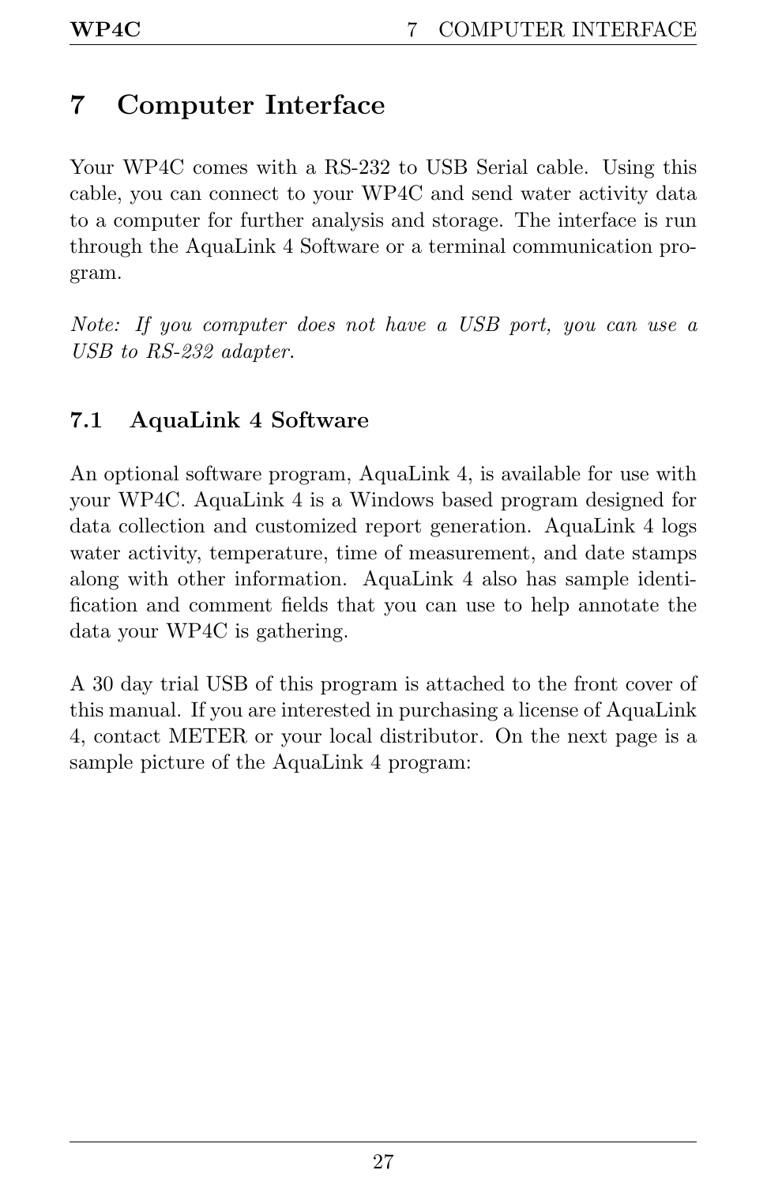# 7 Computer Interface

Your WP4C comes with a RS-232 to USB Serial cable. Using this cable, you can connect to your WP4C and send water activity data to a computer for further analysis and storage. The interface is run through the AquaLink 4 Software or a terminal communication program.

*Note: If you computer does not have a USB port, you can use a USB to RS-232 adapter.*

## 7.1 AquaLink 4 Software

An optional software program, AquaLink 4, is available for use with your WP4C. AquaLink 4 is a Windows based program designed for data collection and customized report generation. AquaLink 4 logs water activity, temperature, time of measurement, and date stamps along with other information. AquaLink 4 also has sample identification and comment fields that you can use to help annotate the data your WP4C is gathering.

A 30 day trial USB of this program is attached to the front cover of this manual. If you are interested in purchasing a license of AquaLink 4, contact METER or your local distributor. On the next page is a sample picture of the AquaLink 4 program: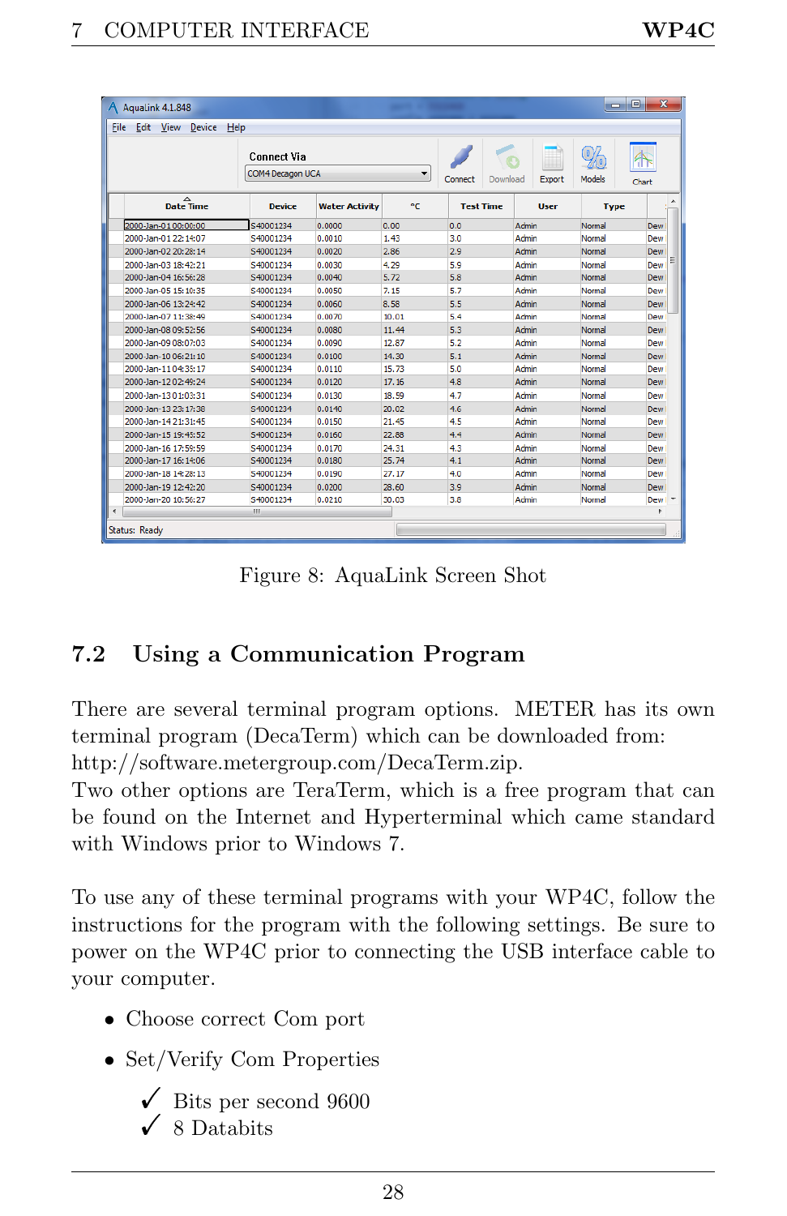Figure 8: AquaLink Screen Shot

## 7.2 Using a Communication Program

There are several terminal program options. METER has its own terminal program (DecaTerm) which can be downloaded from: http://software.metergroup.com/DecaTerm.zip.
Two other options are TeraTerm, which is a free program that can be found on the Internet and Hyperterminal which came standard with Windows prior to Windows 7.

To use any of these terminal programs with your WP4C, follow the instructions for the program with the following settings. Be sure to power on the WP4C prior to connecting the USB interface cable to your computer.

- Choose correct Com port
- Set/Verify Com Properties

  ✓ Bits per second 9600
  ✓ 8 Databits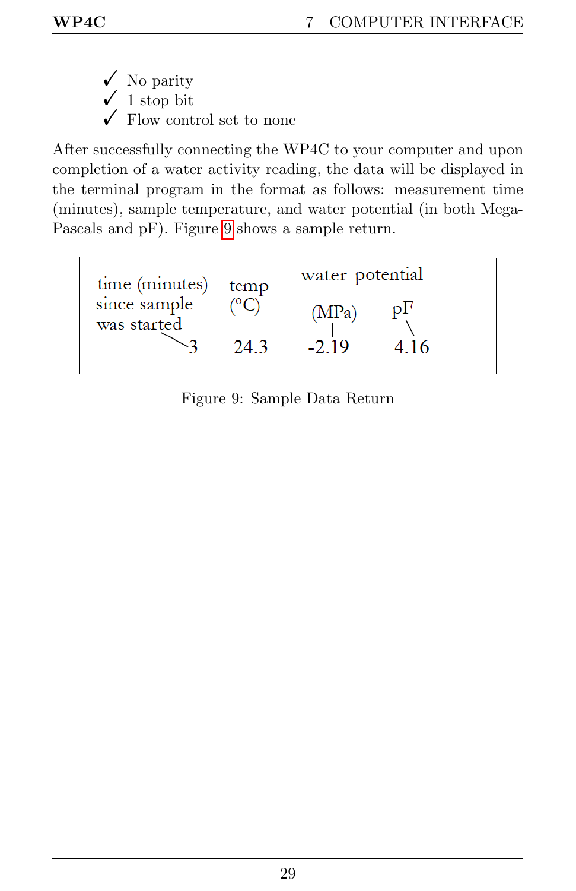- ✓ No parity
- ✓ 1 stop bit
- ✓ Flow control set to none

After successfully connecting the WP4C to your computer and upon completion of a water activity reading, the data will be displayed in the terminal program in the format as follows: measurement time (minutes), sample temperature, and water potential (in both Mega-Pascals and pF). Figure 9 shows a sample return.

| time (minutes) since sample was started | temp (°C) | water potential (MPa) | water potential pF |
|---|---|---|---|
| 3 | 24.3 | -2.19 | 4.16 |

Figure 9: Sample Data Return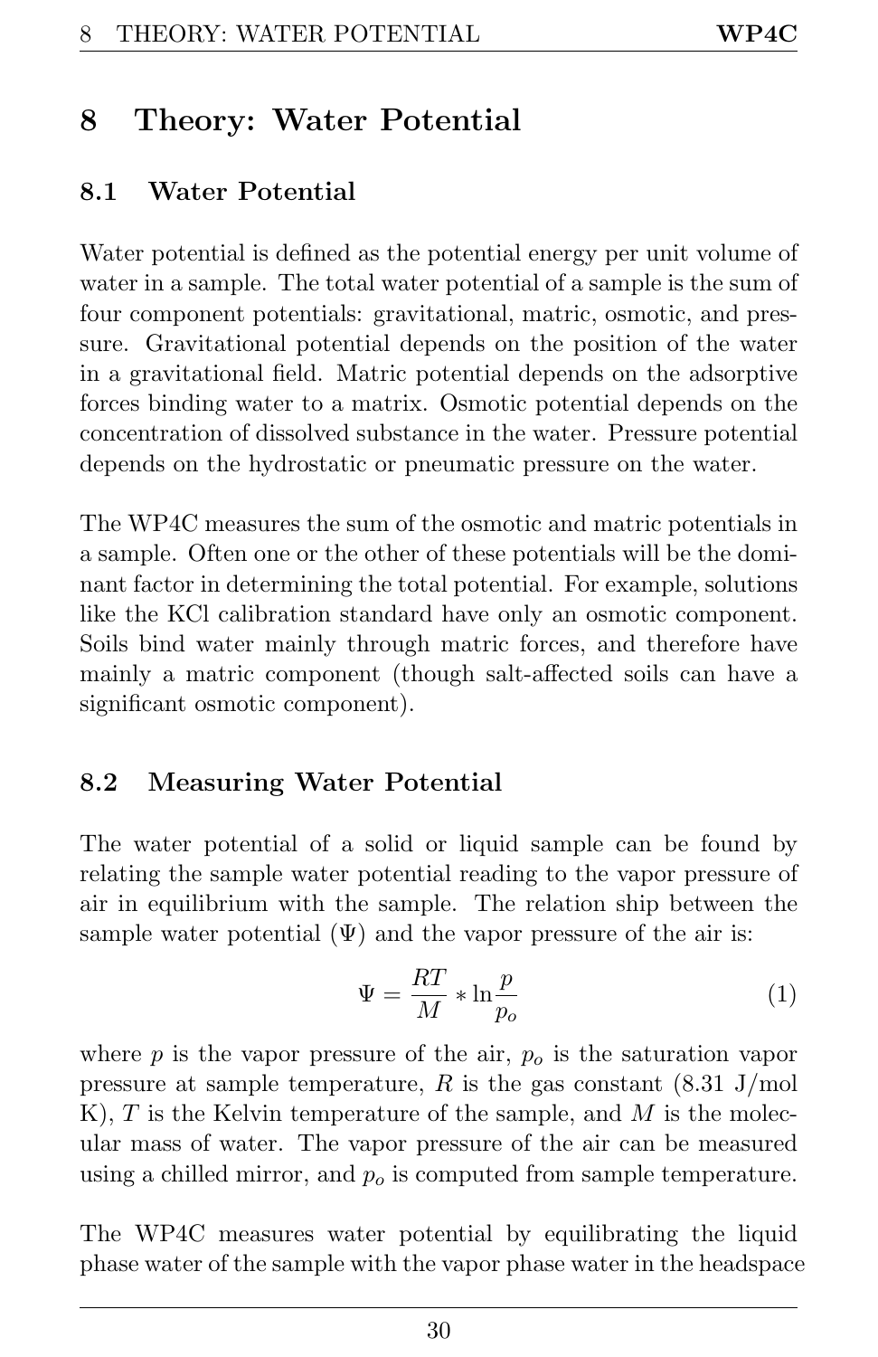# 8 Theory: Water Potential

## 8.1 Water Potential

Water potential is defined as the potential energy per unit volume of water in a sample. The total water potential of a sample is the sum of four component potentials: gravitational, matric, osmotic, and pressure. Gravitational potential depends on the position of the water in a gravitational field. Matric potential depends on the adsorptive forces binding water to a matrix. Osmotic potential depends on the concentration of dissolved substance in the water. Pressure potential depends on the hydrostatic or pneumatic pressure on the water.

The WP4C measures the sum of the osmotic and matric potentials in a sample. Often one or the other of these potentials will be the dominant factor in determining the total potential. For example, solutions like the KCl calibration standard have only an osmotic component. Soils bind water mainly through matric forces, and therefore have mainly a matric component (though salt-affected soils can have a significant osmotic component).

## 8.2 Measuring Water Potential

The water potential of a solid or liquid sample can be found by relating the sample water potential reading to the vapor pressure of air in equilibrium with the sample. The relation ship between the sample water potential ($\Psi$) and the vapor pressure of the air is:

$$\Psi = \frac{RT}{M} * \ln \frac{p}{p_o} \tag{1}$$

where $p$ is the vapor pressure of the air, $p_o$ is the saturation vapor pressure at sample temperature, $R$ is the gas constant (8.31 J/mol K), $T$ is the Kelvin temperature of the sample, and $M$ is the molecular mass of water. The vapor pressure of the air can be measured using a chilled mirror, and $p_o$ is computed from sample temperature.

The WP4C measures water potential by equilibrating the liquid phase water of the sample with the vapor phase water in the headspace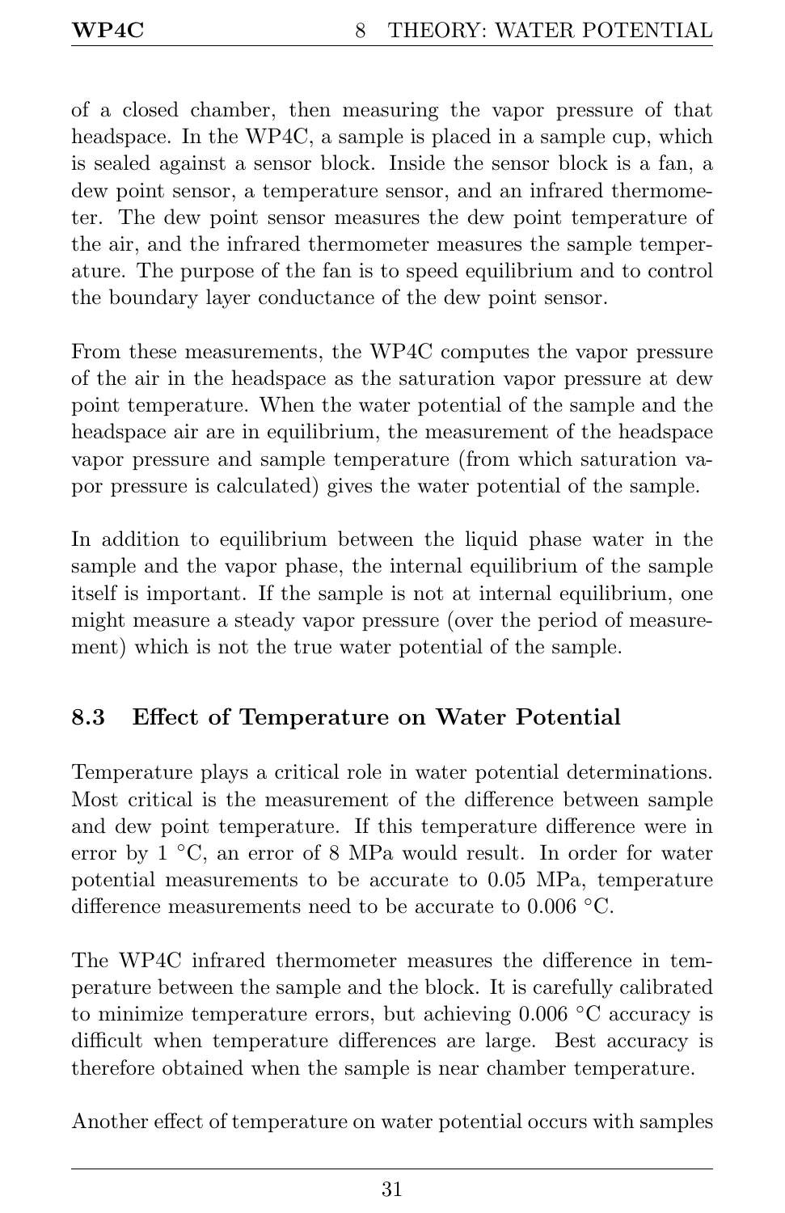of a closed chamber, then measuring the vapor pressure of that headspace. In the WP4C, a sample is placed in a sample cup, which is sealed against a sensor block. Inside the sensor block is a fan, a dew point sensor, a temperature sensor, and an infrared thermometer. The dew point sensor measures the dew point temperature of the air, and the infrared thermometer measures the sample temperature. The purpose of the fan is to speed equilibrium and to control the boundary layer conductance of the dew point sensor.

From these measurements, the WP4C computes the vapor pressure of the air in the headspace as the saturation vapor pressure at dew point temperature. When the water potential of the sample and the headspace air are in equilibrium, the measurement of the headspace vapor pressure and sample temperature (from which saturation vapor pressure is calculated) gives the water potential of the sample.

In addition to equilibrium between the liquid phase water in the sample and the vapor phase, the internal equilibrium of the sample itself is important. If the sample is not at internal equilibrium, one might measure a steady vapor pressure (over the period of measurement) which is not the true water potential of the sample.

## 8.3 Effect of Temperature on Water Potential

Temperature plays a critical role in water potential determinations. Most critical is the measurement of the difference between sample and dew point temperature. If this temperature difference were in error by 1 °C, an error of 8 MPa would result. In order for water potential measurements to be accurate to 0.05 MPa, temperature difference measurements need to be accurate to 0.006 °C.

The WP4C infrared thermometer measures the difference in temperature between the sample and the block. It is carefully calibrated to minimize temperature errors, but achieving 0.006 °C accuracy is difficult when temperature differences are large. Best accuracy is therefore obtained when the sample is near chamber temperature.

Another effect of temperature on water potential occurs with samples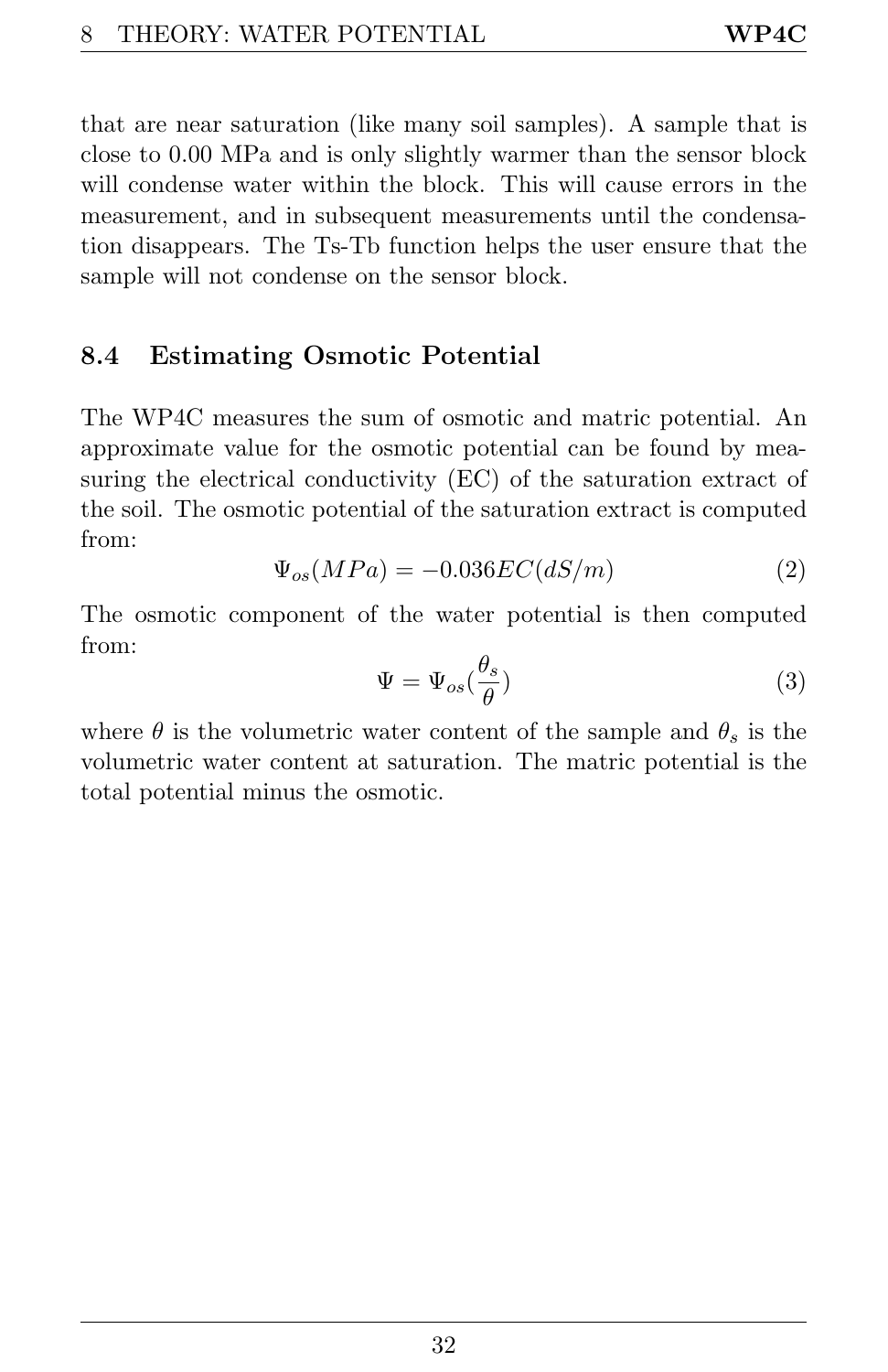that are near saturation (like many soil samples). A sample that is close to 0.00 MPa and is only slightly warmer than the sensor block will condense water within the block. This will cause errors in the measurement, and in subsequent measurements until the condensation disappears. The Ts-Tb function helps the user ensure that the sample will not condense on the sensor block.

## 8.4 Estimating Osmotic Potential

The WP4C measures the sum of osmotic and matric potential. An approximate value for the osmotic potential can be found by measuring the electrical conductivity (EC) of the saturation extract of the soil. The osmotic potential of the saturation extract is computed from:

$$\Psi_{os}(MPa) = -0.036EC(dS/m) \tag{2}$$

The osmotic component of the water potential is then computed from:

$$\Psi = \Psi_{os}(\frac{\theta_s}{\theta}) \tag{3}$$

where $\theta$ is the volumetric water content of the sample and $\theta_s$ is the volumetric water content at saturation. The matric potential is the total potential minus the osmotic.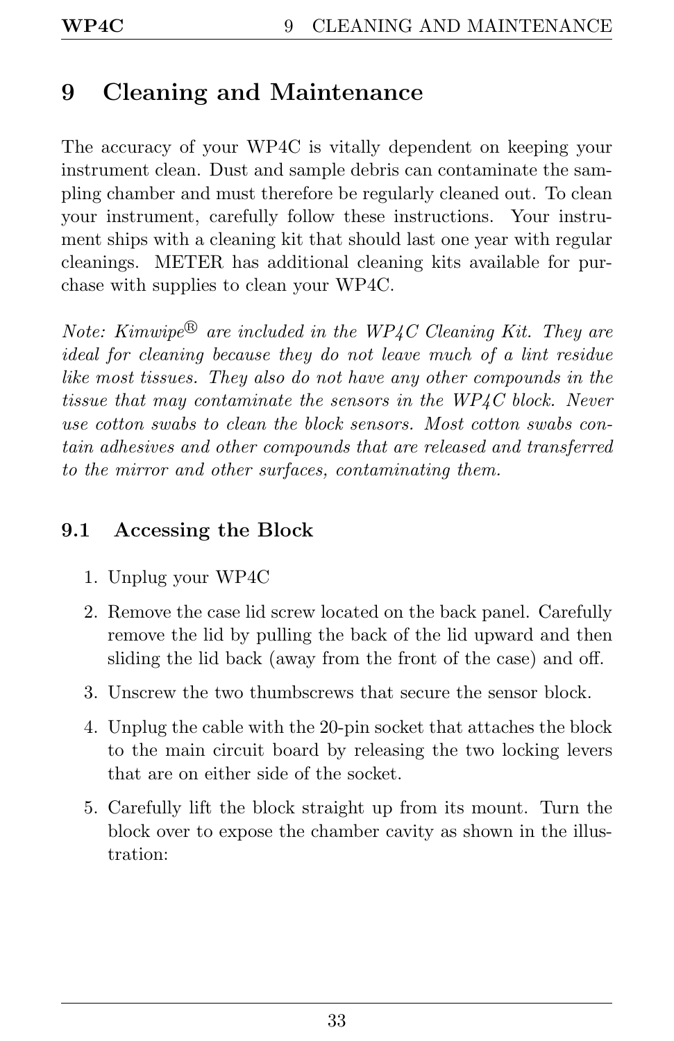# 9 Cleaning and Maintenance

The accuracy of your WP4C is vitally dependent on keeping your instrument clean. Dust and sample debris can contaminate the sampling chamber and must therefore be regularly cleaned out. To clean your instrument, carefully follow these instructions. Your instrument ships with a cleaning kit that should last one year with regular cleanings. METER has additional cleaning kits available for purchase with supplies to clean your WP4C.

*Note: Kimwipe® are included in the WP4C Cleaning Kit. They are ideal for cleaning because they do not leave much of a lint residue like most tissues. They also do not have any other compounds in the tissue that may contaminate the sensors in the WP4C block. Never use cotton swabs to clean the block sensors. Most cotton swabs contain adhesives and other compounds that are released and transferred to the mirror and other surfaces, contaminating them.*

## 9.1 Accessing the Block

1. Unplug your WP4C
2. Remove the case lid screw located on the back panel. Carefully remove the lid by pulling the back of the lid upward and then sliding the lid back (away from the front of the case) and off.
3. Unscrew the two thumbscrews that secure the sensor block.
4. Unplug the cable with the 20-pin socket that attaches the block to the main circuit board by releasing the two locking levers that are on either side of the socket.
5. Carefully lift the block straight up from its mount. Turn the block over to expose the chamber cavity as shown in the illustration: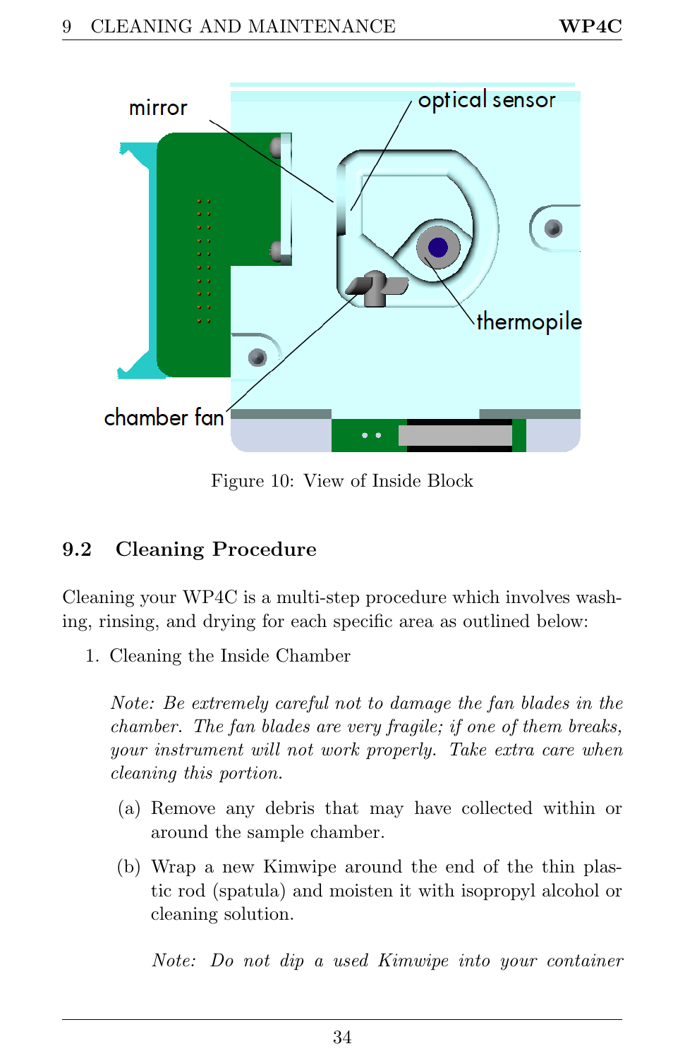Figure 10: View of Inside Block

## 9.2 Cleaning Procedure

Cleaning your WP4C is a multi-step procedure which involves washing, rinsing, and drying for each specific area as outlined below:

1. Cleaning the Inside Chamber

   *Note: Be extremely careful not to damage the fan blades in the chamber. The fan blades are very fragile; if one of them breaks, your instrument will not work properly. Take extra care when cleaning this portion.*

   (a) Remove any debris that may have collected within or around the sample chamber.

   (b) Wrap a new Kimwipe around the end of the thin plastic rod (spatula) and moisten it with isopropyl alcohol or cleaning solution.

   *Note: Do not dip a used Kimwipe into your container*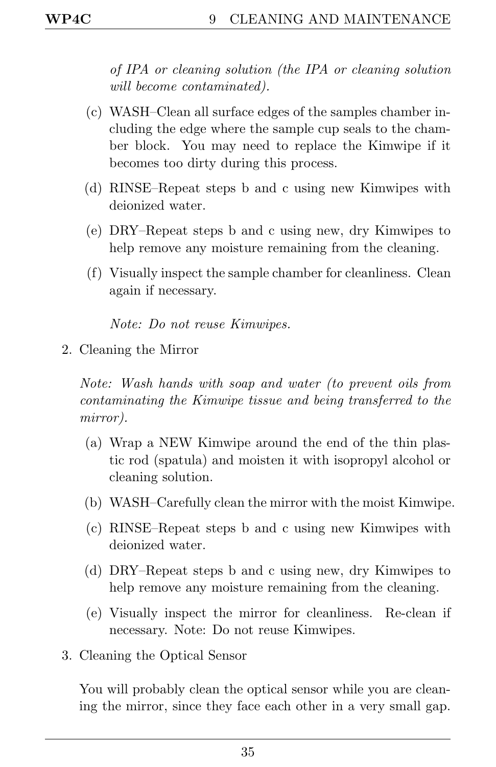*of IPA or cleaning solution (the IPA or cleaning solution will become contaminated).*

   (c) WASH–Clean all surface edges of the samples chamber including the edge where the sample cup seals to the chamber block. You may need to replace the Kimwipe if it becomes too dirty during this process.

   (d) RINSE–Repeat steps b and c using new Kimwipes with deionized water.

   (e) DRY–Repeat steps b and c using new, dry Kimwipes to help remove any moisture remaining from the cleaning.

   (f) Visually inspect the sample chamber for cleanliness. Clean again if necessary.

   *Note: Do not reuse Kimwipes.*

2. Cleaning the Mirror

   *Note: Wash hands with soap and water (to prevent oils from contaminating the Kimwipe tissue and being transferred to the mirror).*

   (a) Wrap a NEW Kimwipe around the end of the thin plastic rod (spatula) and moisten it with isopropyl alcohol or cleaning solution.

   (b) WASH–Carefully clean the mirror with the moist Kimwipe.

   (c) RINSE–Repeat steps b and c using new Kimwipes with deionized water.

   (d) DRY–Repeat steps b and c using new, dry Kimwipes to help remove any moisture remaining from the cleaning.

   (e) Visually inspect the mirror for cleanliness. Re-clean if necessary. Note: Do not reuse Kimwipes.

3. Cleaning the Optical Sensor

   You will probably clean the optical sensor while you are cleaning the mirror, since they face each other in a very small gap.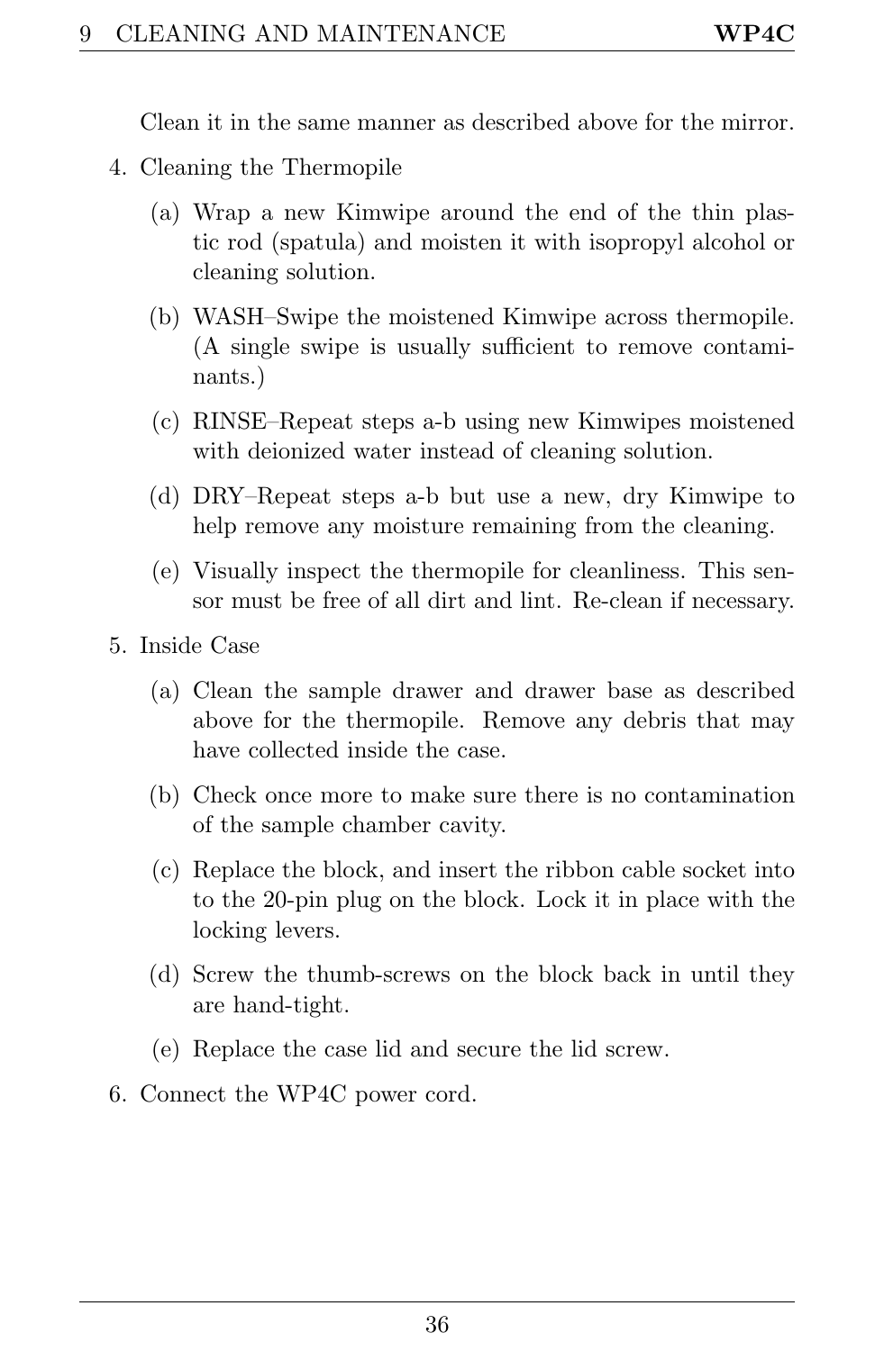Clean it in the same manner as described above for the mirror.

4. Cleaning the Thermopile

   (a) Wrap a new Kimwipe around the end of the thin plastic rod (spatula) and moisten it with isopropyl alcohol or cleaning solution.

   (b) WASH–Swipe the moistened Kimwipe across thermopile. (A single swipe is usually sufficient to remove contaminants.)

   (c) RINSE–Repeat steps a-b using new Kimwipes moistened with deionized water instead of cleaning solution.

   (d) DRY–Repeat steps a-b but use a new, dry Kimwipe to help remove any moisture remaining from the cleaning.

   (e) Visually inspect the thermopile for cleanliness. This sensor must be free of all dirt and lint. Re-clean if necessary.

5. Inside Case

   (a) Clean the sample drawer and drawer base as described above for the thermopile. Remove any debris that may have collected inside the case.

   (b) Check once more to make sure there is no contamination of the sample chamber cavity.

   (c) Replace the block, and insert the ribbon cable socket into to the 20-pin plug on the block. Lock it in place with the locking levers.

   (d) Screw the thumb-screws on the block back in until they are hand-tight.

   (e) Replace the case lid and secure the lid screw.

6. Connect the WP4C power cord.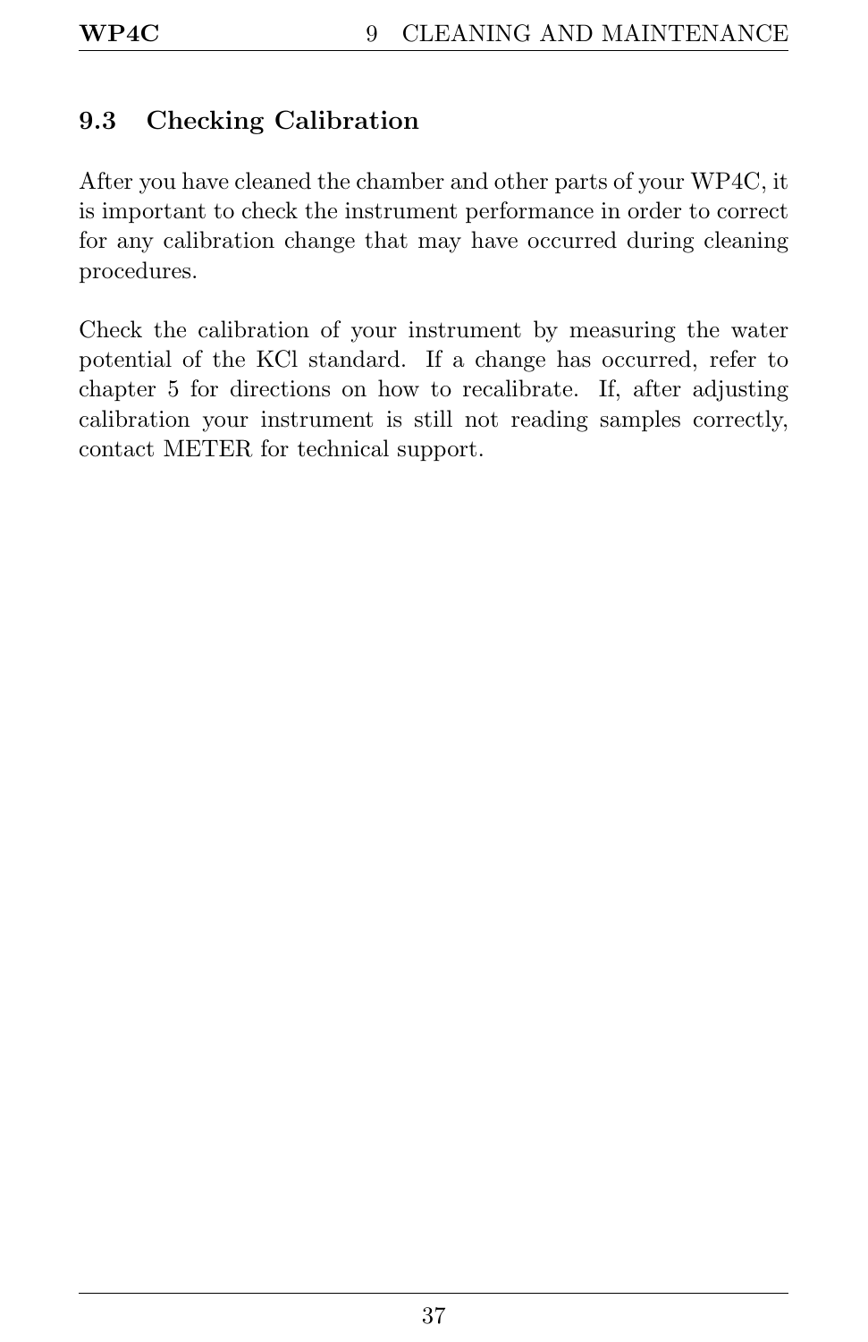### 9.3 Checking Calibration

After you have cleaned the chamber and other parts of your WP4C, it is important to check the instrument performance in order to correct for any calibration change that may have occurred during cleaning procedures.

Check the calibration of your instrument by measuring the water potential of the KCl standard. If a change has occurred, refer to chapter 5 for directions on how to recalibrate. If, after adjusting calibration your instrument is still not reading samples correctly, contact METER for technical support.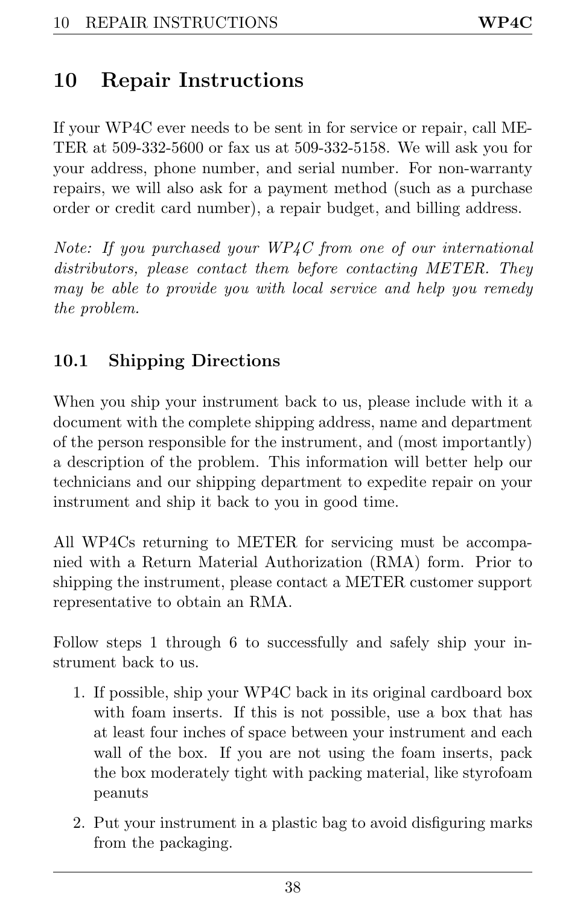# 10 Repair Instructions

If your WP4C ever needs to be sent in for service or repair, call METER at 509-332-5600 or fax us at 509-332-5158. We will ask you for your address, phone number, and serial number. For non-warranty repairs, we will also ask for a payment method (such as a purchase order or credit card number), a repair budget, and billing address.

*Note: If you purchased your WP4C from one of our international distributors, please contact them before contacting METER. They may be able to provide you with local service and help you remedy the problem.*

## 10.1 Shipping Directions

When you ship your instrument back to us, please include with it a document with the complete shipping address, name and department of the person responsible for the instrument, and (most importantly) a description of the problem. This information will better help our technicians and our shipping department to expedite repair on your instrument and ship it back to you in good time.

All WP4Cs returning to METER for servicing must be accompanied with a Return Material Authorization (RMA) form. Prior to shipping the instrument, please contact a METER customer support representative to obtain an RMA.

Follow steps 1 through 6 to successfully and safely ship your instrument back to us.

1. If possible, ship your WP4C back in its original cardboard box with foam inserts. If this is not possible, use a box that has at least four inches of space between your instrument and each wall of the box. If you are not using the foam inserts, pack the box moderately tight with packing material, like styrofoam peanuts
2. Put your instrument in a plastic bag to avoid disfiguring marks from the packaging.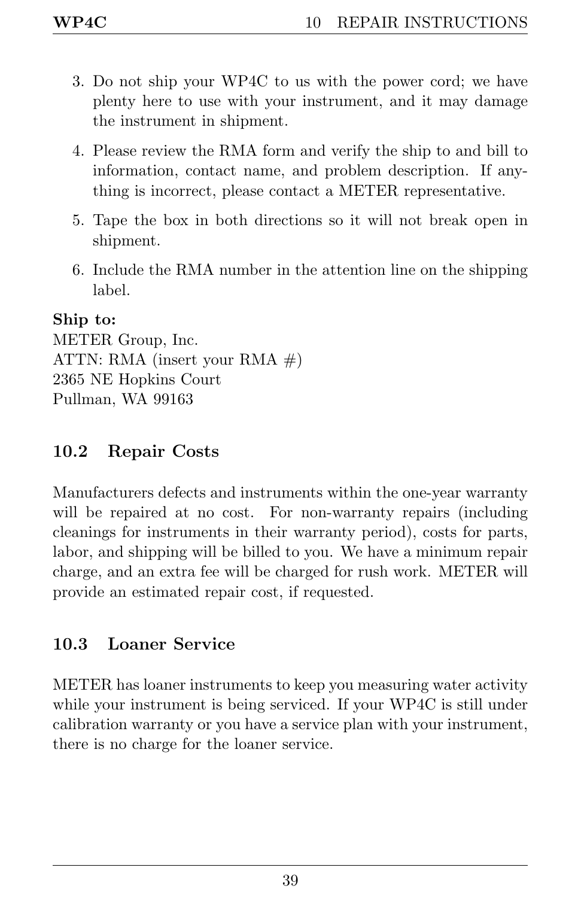3. Do not ship your WP4C to us with the power cord; we have plenty here to use with your instrument, and it may damage the instrument in shipment.
4. Please review the RMA form and verify the ship to and bill to information, contact name, and problem description. If anything is incorrect, please contact a METER representative.
5. Tape the box in both directions so it will not break open in shipment.
6. Include the RMA number in the attention line on the shipping label.

**Ship to:**
METER Group, Inc.
ATTN: RMA (insert your RMA #)
2365 NE Hopkins Court
Pullman, WA 99163

## 10.2 Repair Costs

Manufacturers defects and instruments within the one-year warranty will be repaired at no cost. For non-warranty repairs (including cleanings for instruments in their warranty period), costs for parts, labor, and shipping will be billed to you. We have a minimum repair charge, and an extra fee will be charged for rush work. METER will provide an estimated repair cost, if requested.

## 10.3 Loaner Service

METER has loaner instruments to keep you measuring water activity while your instrument is being serviced. If your WP4C is still under calibration warranty or you have a service plan with your instrument, there is no charge for the loaner service.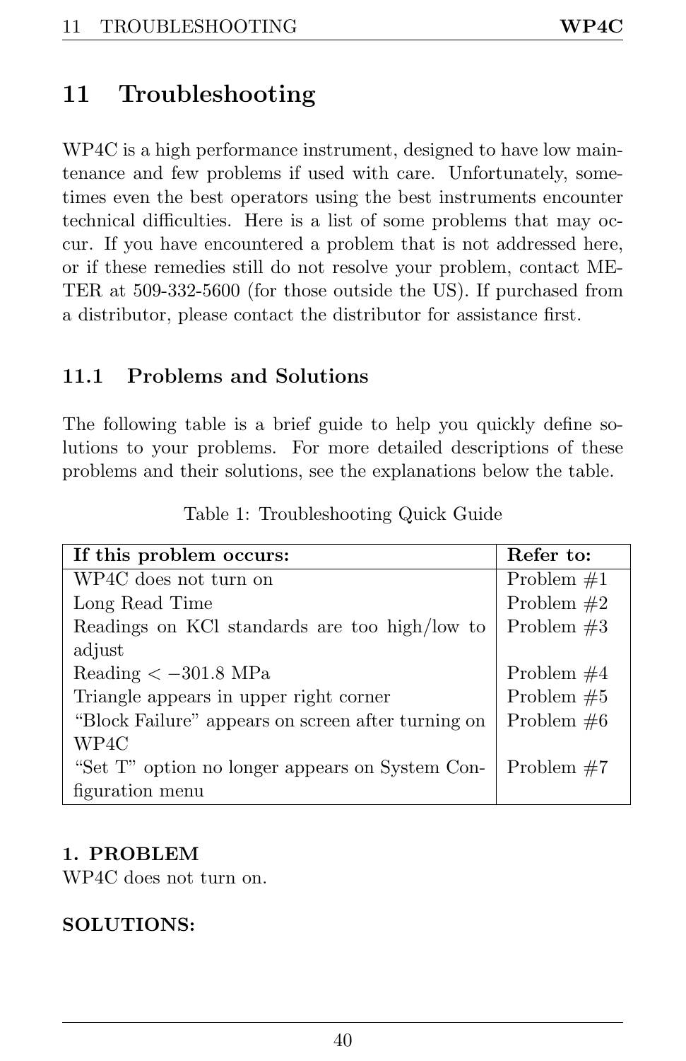# 11 Troubleshooting

WP4C is a high performance instrument, designed to have low maintenance and few problems if used with care. Unfortunately, sometimes even the best operators using the best instruments encounter technical difficulties. Here is a list of some problems that may occur. If you have encountered a problem that is not addressed here, or if these remedies still do not resolve your problem, contact METER at 509-332-5600 (for those outside the US). If purchased from a distributor, please contact the distributor for assistance first.

## 11.1 Problems and Solutions

The following table is a brief guide to help you quickly define solutions to your problems. For more detailed descriptions of these problems and their solutions, see the explanations below the table.

Table 1: Troubleshooting Quick Guide

| If this problem occurs: | Refer to: |
|---|---|
| WP4C does not turn on | Problem #1 |
| Long Read Time | Problem #2 |
| Readings on KCl standards are too high/low to adjust | Problem #3 |
| Reading < −301.8 MPa | Problem #4 |
| Triangle appears in upper right corner | Problem #5 |
| "Block Failure" appears on screen after turning on WP4C | Problem #6 |
| "Set T" option no longer appears on System Configuration menu | Problem #7 |

**1. PROBLEM**
WP4C does not turn on.

**SOLUTIONS:**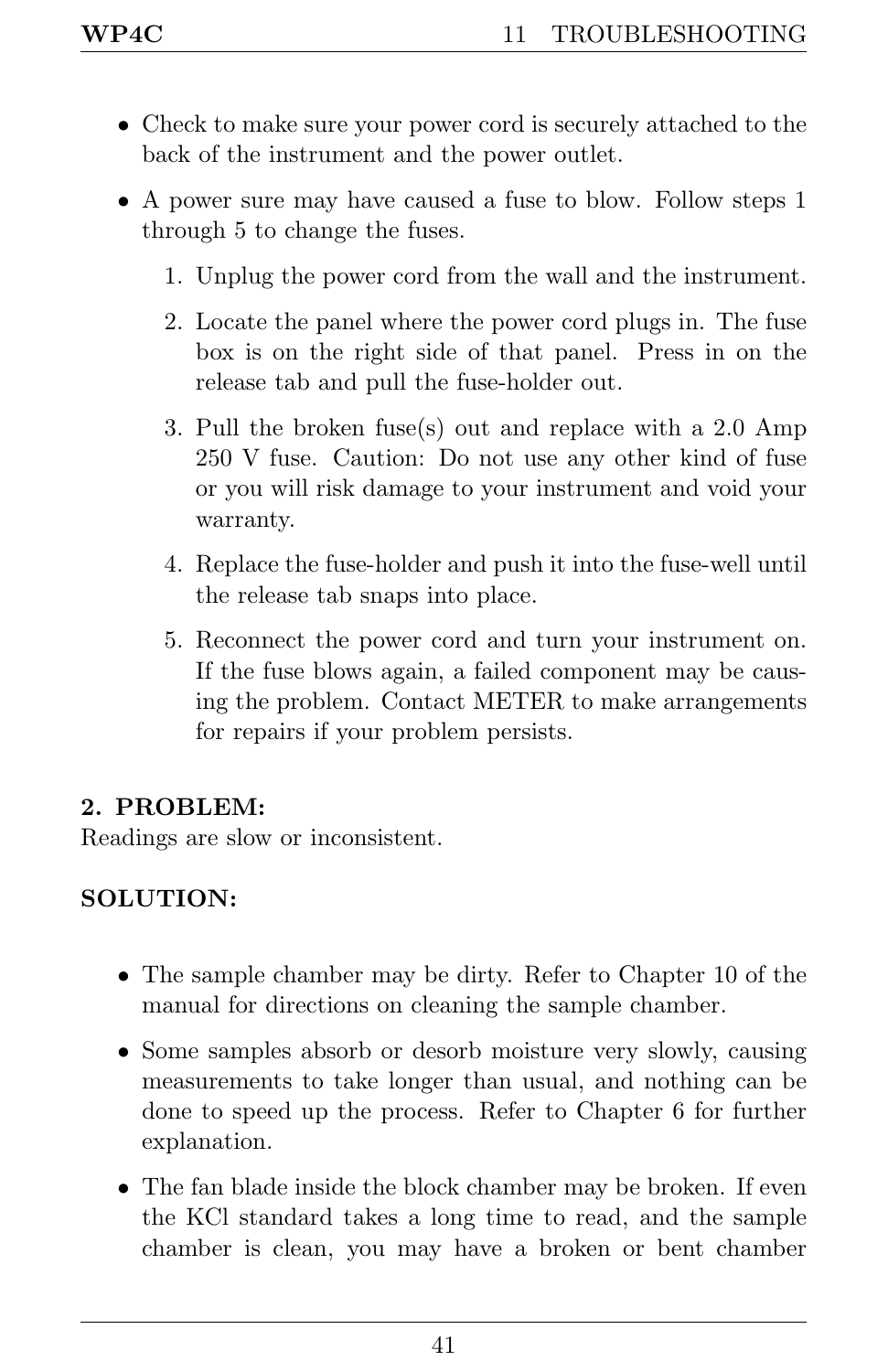- Check to make sure your power cord is securely attached to the back of the instrument and the power outlet.
- A power sure may have caused a fuse to blow. Follow steps 1 through 5 to change the fuses.
  1. Unplug the power cord from the wall and the instrument.
  2. Locate the panel where the power cord plugs in. The fuse box is on the right side of that panel. Press in on the release tab and pull the fuse-holder out.
  3. Pull the broken fuse(s) out and replace with a 2.0 Amp 250 V fuse. Caution: Do not use any other kind of fuse or you will risk damage to your instrument and void your warranty.
  4. Replace the fuse-holder and push it into the fuse-well until the release tab snaps into place.
  5. Reconnect the power cord and turn your instrument on. If the fuse blows again, a failed component may be causing the problem. Contact METER to make arrangements for repairs if your problem persists.

**2. PROBLEM:**
Readings are slow or inconsistent.

**SOLUTION:**

- The sample chamber may be dirty. Refer to Chapter 10 of the manual for directions on cleaning the sample chamber.
- Some samples absorb or desorb moisture very slowly, causing measurements to take longer than usual, and nothing can be done to speed up the process. Refer to Chapter 6 for further explanation.
- The fan blade inside the block chamber may be broken. If even the KCl standard takes a long time to read, and the sample chamber is clean, you may have a broken or bent chamber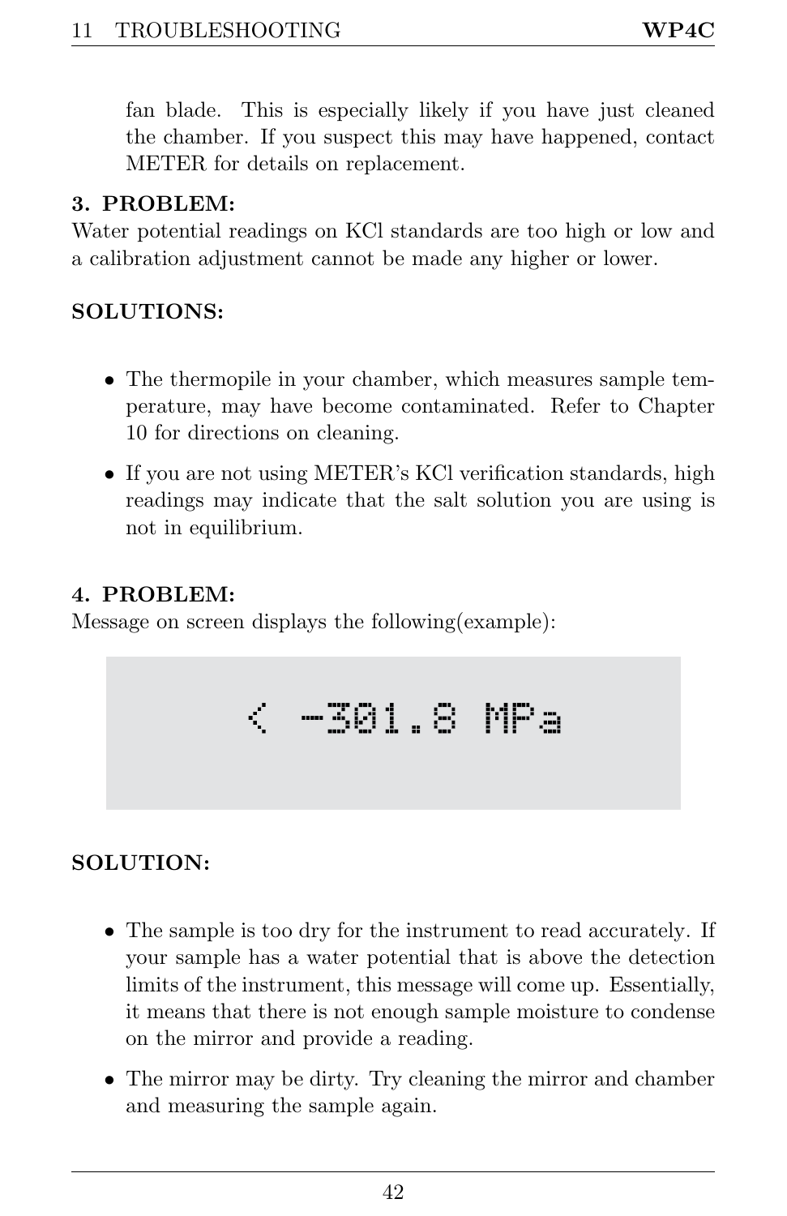fan blade. This is especially likely if you have just cleaned the chamber. If you suspect this may have happened, contact METER for details on replacement.

**3. PROBLEM:**
Water potential readings on KCl standards are too high or low and a calibration adjustment cannot be made any higher or lower.

**SOLUTIONS:**

- The thermopile in your chamber, which measures sample temperature, may have become contaminated. Refer to Chapter 10 for directions on cleaning.
- If you are not using METER's KCl verification standards, high readings may indicate that the salt solution you are using is not in equilibrium.

**4. PROBLEM:**
Message on screen displays the following(example):

```
< -301.8 MPa
```

**SOLUTION:**

- The sample is too dry for the instrument to read accurately. If your sample has a water potential that is above the detection limits of the instrument, this message will come up. Essentially, it means that there is not enough sample moisture to condense on the mirror and provide a reading.
- The mirror may be dirty. Try cleaning the mirror and chamber and measuring the sample again.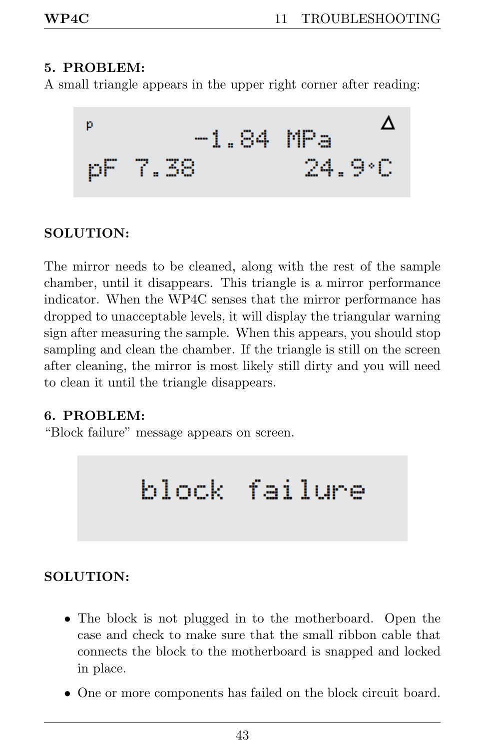**5. PROBLEM:**
A small triangle appears in the upper right corner after reading:

```
p                                  Δ
          -1.84 MPa
pF 7.38              24.9°C
```

**SOLUTION:**

The mirror needs to be cleaned, along with the rest of the sample chamber, until it disappears. This triangle is a mirror performance indicator. When the WP4C senses that the mirror performance has dropped to unacceptable levels, it will display the triangular warning sign after measuring the sample. When this appears, you should stop sampling and clean the chamber. If the triangle is still on the screen after cleaning, the mirror is most likely still dirty and you will need to clean it until the triangle disappears.

**6. PROBLEM:**
"Block failure" message appears on screen.

```
block failure
```

**SOLUTION:**

- The block is not plugged in to the motherboard. Open the case and check to make sure that the small ribbon cable that connects the block to the motherboard is snapped and locked in place.
- One or more components has failed on the block circuit board.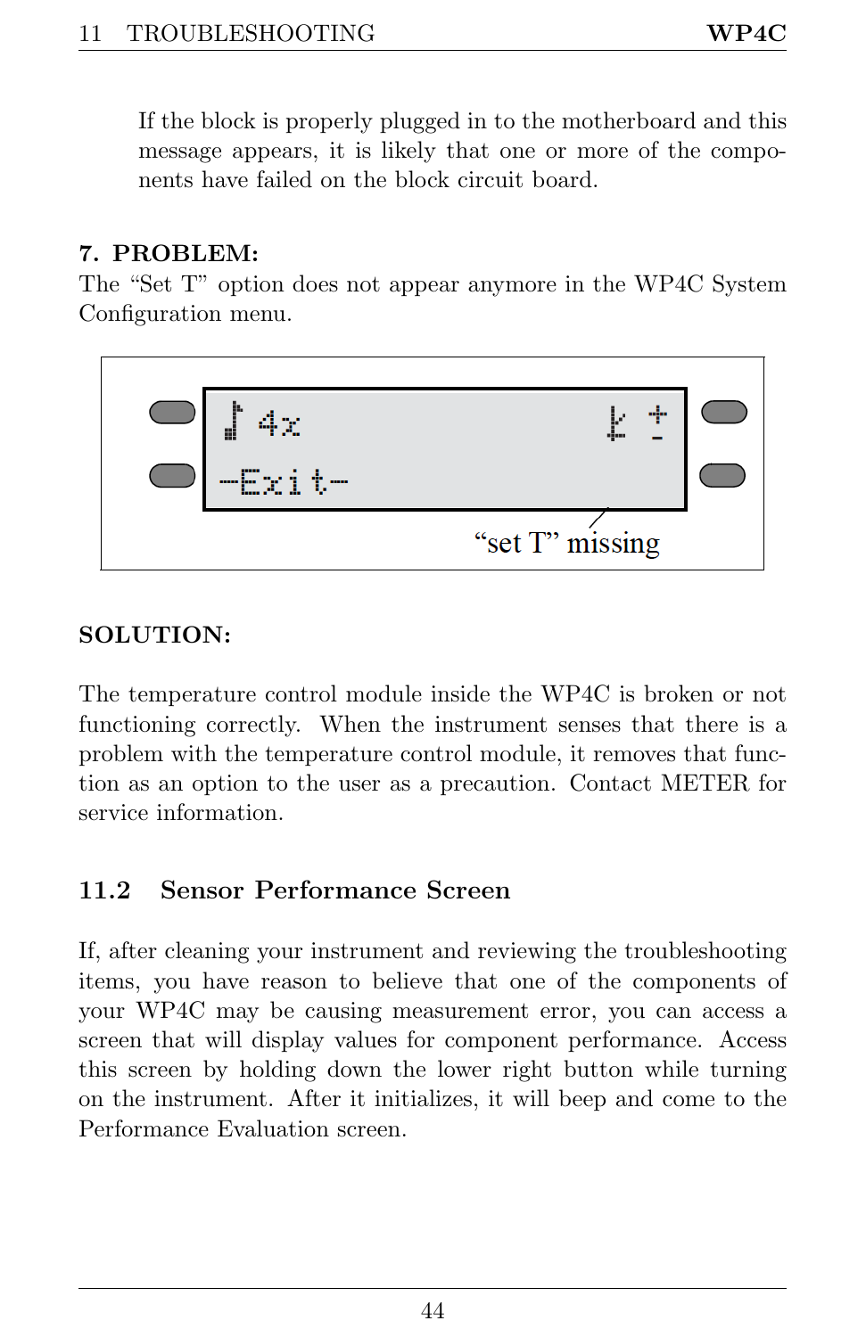If the block is properly plugged in to the motherboard and this message appears, it is likely that one or more of the components have failed on the block circuit board.

**7. PROBLEM:**
The "Set T" option does not appear anymore in the WP4C System Configuration menu.

"set T" missing

**SOLUTION:**

The temperature control module inside the WP4C is broken or not functioning correctly. When the instrument senses that there is a problem with the temperature control module, it removes that function as an option to the user as a precaution. Contact METER for service information.

## 11.2 Sensor Performance Screen

If, after cleaning your instrument and reviewing the troubleshooting items, you have reason to believe that one of the components of your WP4C may be causing measurement error, you can access a screen that will display values for component performance. Access this screen by holding down the lower right button while turning on the instrument. After it initializes, it will beep and come to the Performance Evaluation screen.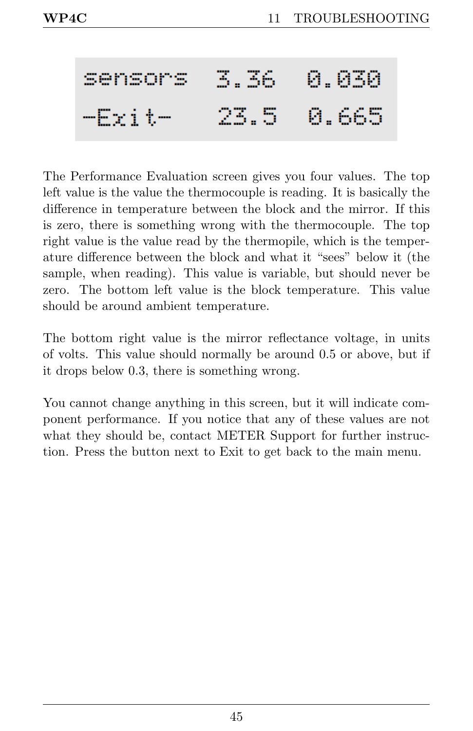```
sensors   3.36   0.030
-Exit-    23.5   0.665
```

The Performance Evaluation screen gives you four values. The top left value is the value the thermocouple is reading. It is basically the difference in temperature between the block and the mirror. If this is zero, there is something wrong with the thermocouple. The top right value is the value read by the thermopile, which is the temperature difference between the block and what it “sees” below it (the sample, when reading). This value is variable, but should never be zero. The bottom left value is the block temperature. This value should be around ambient temperature.

The bottom right value is the mirror reflectance voltage, in units of volts. This value should normally be around 0.5 or above, but if it drops below 0.3, there is something wrong.

You cannot change anything in this screen, but it will indicate component performance. If you notice that any of these values are not what they should be, contact METER Support for further instruction. Press the button next to Exit to get back to the main menu.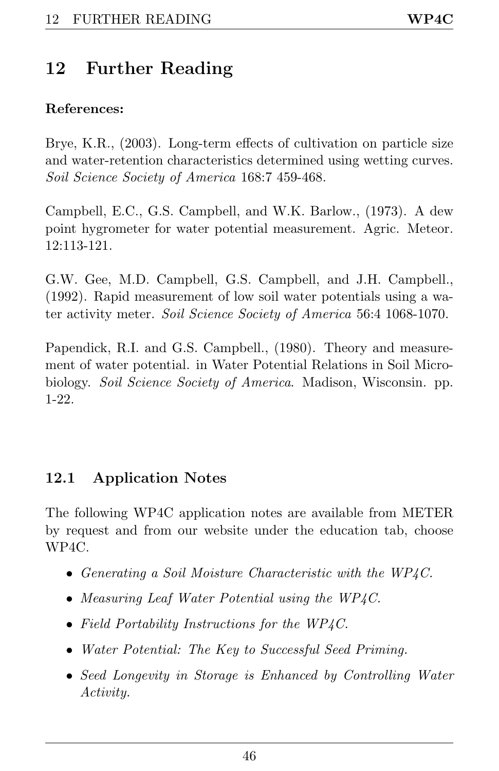# 12 Further Reading

**References:**

Brye, K.R., (2003). Long-term effects of cultivation on particle size and water-retention characteristics determined using wetting curves. *Soil Science Society of America* 168:7 459-468.

Campbell, E.C., G.S. Campbell, and W.K. Barlow., (1973). A dew point hygrometer for water potential measurement. Agric. Meteor. 12:113-121.

G.W. Gee, M.D. Campbell, G.S. Campbell, and J.H. Campbell., (1992). Rapid measurement of low soil water potentials using a water activity meter. *Soil Science Society of America* 56:4 1068-1070.

Papendick, R.I. and G.S. Campbell., (1980). Theory and measurement of water potential. in Water Potential Relations in Soil Microbiology. *Soil Science Society of America*. Madison, Wisconsin. pp. 1-22.

## 12.1 Application Notes

The following WP4C application notes are available from METER by request and from our website under the education tab, choose WP4C.

- *Generating a Soil Moisture Characteristic with the WP4C.*
- *Measuring Leaf Water Potential using the WP4C.*
- *Field Portability Instructions for the WP4C.*
- *Water Potential: The Key to Successful Seed Priming.*
- *Seed Longevity in Storage is Enhanced by Controlling Water Activity.*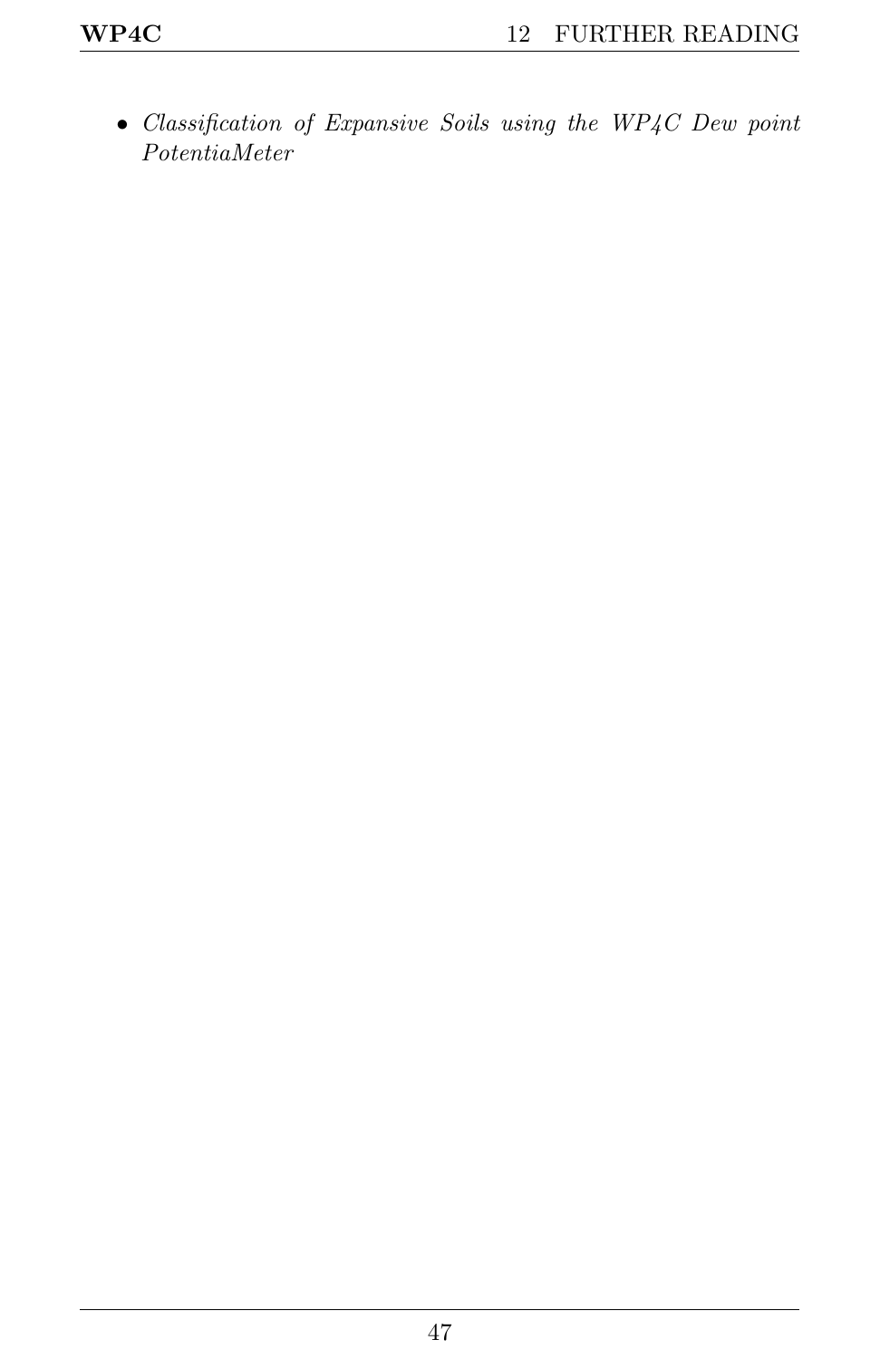- *Classification of Expansive Soils using the WP4C Dew point PotentiaMeter*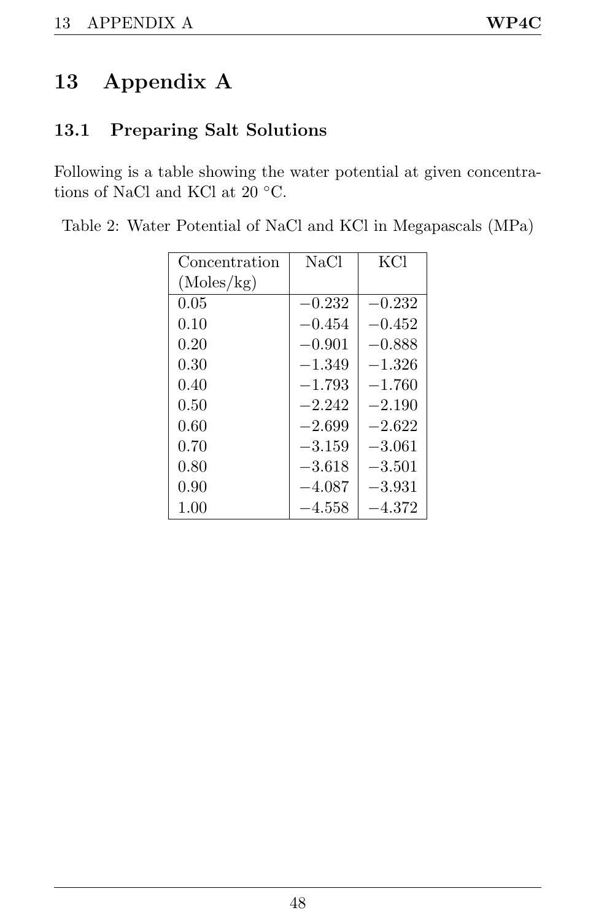# 13 Appendix A

## 13.1 Preparing Salt Solutions

Following is a table showing the water potential at given concentrations of NaCl and KCl at 20 °C.

Table 2: Water Potential of NaCl and KCl in Megapascals (MPa)

| Concentration (Moles/kg) | NaCl | KCl |
|---|---|---|
| 0.05 | −0.232 | −0.232 |
| 0.10 | −0.454 | −0.452 |
| 0.20 | −0.901 | −0.888 |
| 0.30 | −1.349 | −1.326 |
| 0.40 | −1.793 | −1.760 |
| 0.50 | −2.242 | −2.190 |
| 0.60 | −2.699 | −2.622 |
| 0.70 | −3.159 | −3.061 |
| 0.80 | −3.618 | −3.501 |
| 0.90 | −4.087 | −3.931 |
| 1.00 | −4.558 | −4.372 |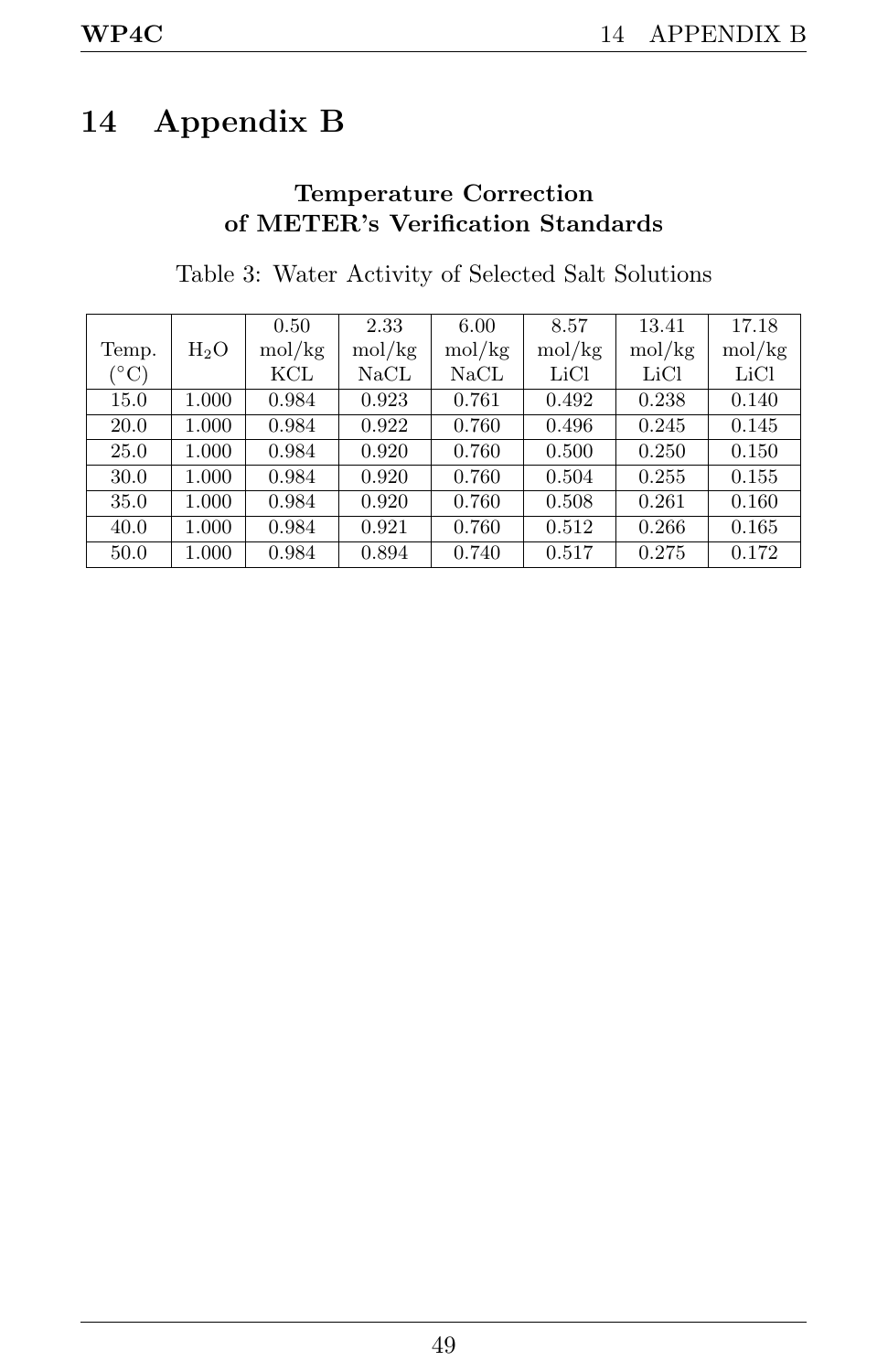# 14 Appendix B

**Temperature Correction of METER's Verification Standards**

Table 3: Water Activity of Selected Salt Solutions

| Temp. (°C) | $H_2O$ | 0.50 mol/kg KCL | 2.33 mol/kg NaCL | 6.00 mol/kg NaCL | 8.57 mol/kg LiCl | 13.41 mol/kg LiCl | 17.18 mol/kg LiCl |
|---|---|---|---|---|---|---|---|
| 15.0 | 1.000 | 0.984 | 0.923 | 0.761 | 0.492 | 0.238 | 0.140 |
| 20.0 | 1.000 | 0.984 | 0.922 | 0.760 | 0.496 | 0.245 | 0.145 |
| 25.0 | 1.000 | 0.984 | 0.920 | 0.760 | 0.500 | 0.250 | 0.150 |
| 30.0 | 1.000 | 0.984 | 0.920 | 0.760 | 0.504 | 0.255 | 0.155 |
| 35.0 | 1.000 | 0.984 | 0.920 | 0.760 | 0.508 | 0.261 | 0.160 |
| 40.0 | 1.000 | 0.984 | 0.921 | 0.760 | 0.512 | 0.266 | 0.165 |
| 50.0 | 1.000 | 0.984 | 0.894 | 0.740 | 0.517 | 0.275 | 0.172 |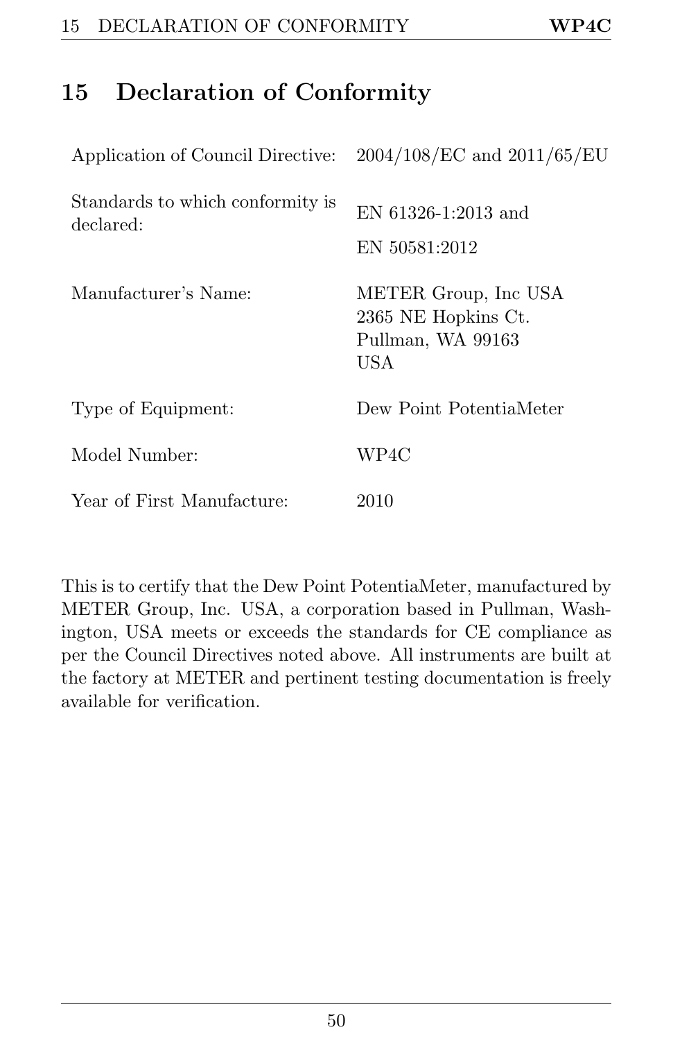# 15 Declaration of Conformity

| | |
|---|---|
| Application of Council Directive: | 2004/108/EC and 2011/65/EU |
| Standards to which conformity is declared: | EN 61326-1:2013 and<br>EN 50581:2012 |
| Manufacturer's Name: | METER Group, Inc USA<br>2365 NE Hopkins Ct.<br>Pullman, WA 99163<br>USA |
| Type of Equipment: | Dew Point PotentiaMeter |
| Model Number: | WP4C |
| Year of First Manufacture: | 2010 |

This is to certify that the Dew Point PotentiaMeter, manufactured by METER Group, Inc. USA, a corporation based in Pullman, Washington, USA meets or exceeds the standards for CE compliance as per the Council Directives noted above. All instruments are built at the factory at METER and pertinent testing documentation is freely available for verification.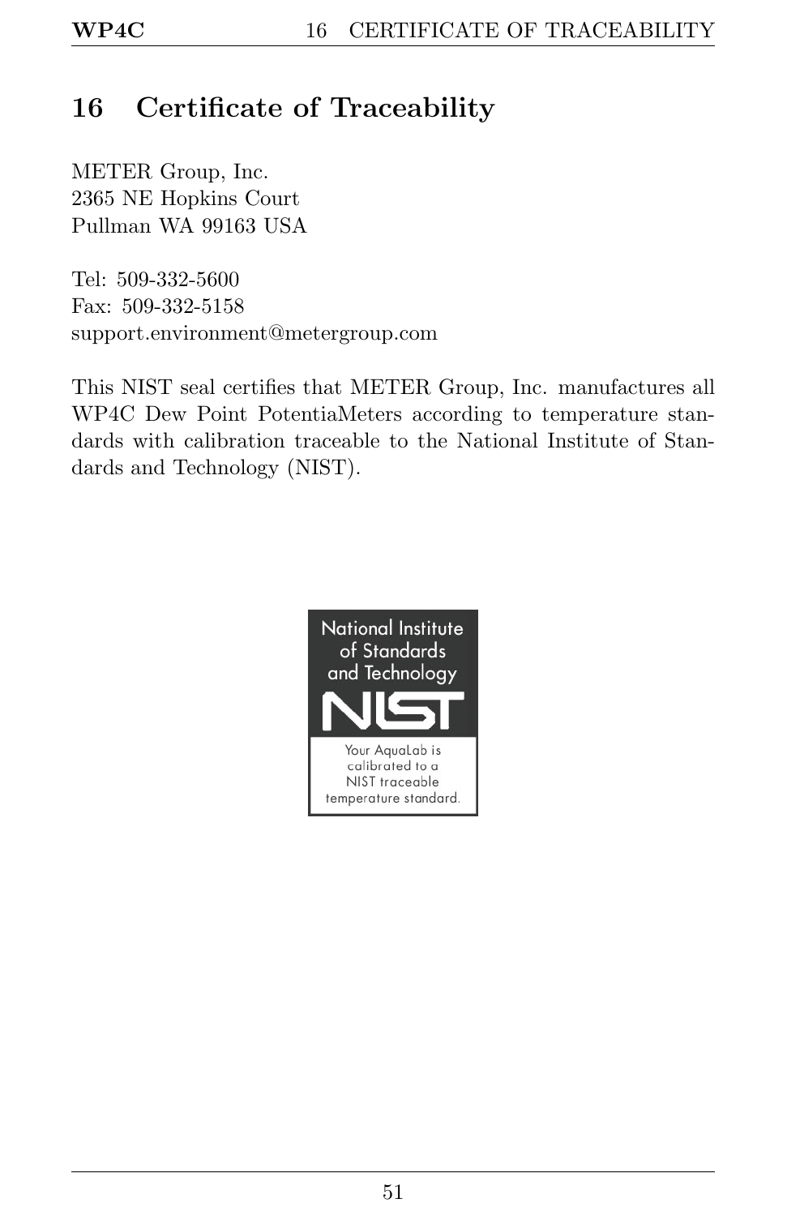# 16 Certificate of Traceability

METER Group, Inc.
2365 NE Hopkins Court
Pullman WA 99163 USA

Tel: 509-332-5600
Fax: 509-332-5158
support.environment@metergroup.com

This NIST seal certifies that METER Group, Inc. manufactures all WP4C Dew Point PotentiaMeters according to temperature standards with calibration traceable to the National Institute of Standards and Technology (NIST).

National Institute of Standards and Technology

NIST

Your AquaLab is calibrated to a NIST traceable temperature standard.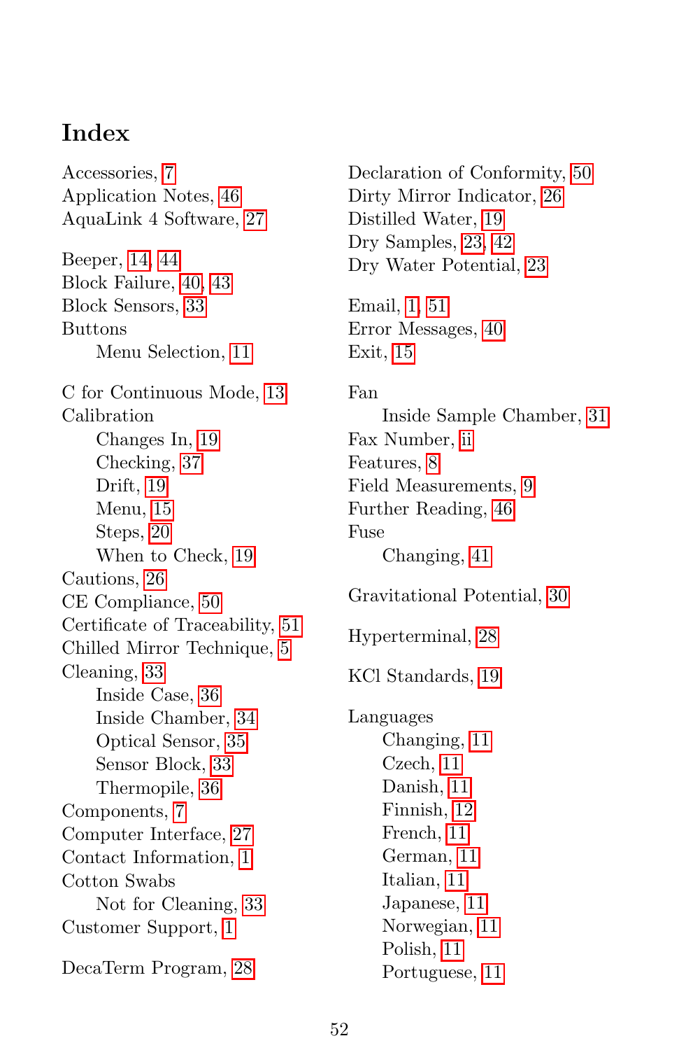# Index

Accessories, 7
Application Notes, 46
AquaLink 4 Software, 27

Beeper, 14, 44
Block Failure, 40, 43
Block Sensors, 33
Buttons
    Menu Selection, 11

C for Continuous Mode, 13
Calibration
    Changes In, 19
    Checking, 37
    Drift, 19
    Menu, 15
    Steps, 20
    When to Check, 19
Cautions, 26
CE Compliance, 50
Certificate of Traceability, 51
Chilled Mirror Technique, 5
Cleaning, 33
    Inside Case, 36
    Inside Chamber, 34
    Optical Sensor, 35
    Sensor Block, 33
    Thermopile, 36
Components, 7
Computer Interface, 27
Contact Information, 1
Cotton Swabs
    Not for Cleaning, 33
Customer Support, 1

DecaTerm Program, 28

Declaration of Conformity, 50
Dirty Mirror Indicator, 26
Distilled Water, 19
Dry Samples, 23, 42
Dry Water Potential, 23

Email, 1, 51
Error Messages, 40
Exit, 15

Fan
    Inside Sample Chamber, 31
Fax Number, ii
Features, 8
Field Measurements, 9
Further Reading, 46
Fuse
    Changing, 41

Gravitational Potential, 30

Hyperterminal, 28

KCl Standards, 19

Languages
    Changing, 11
    Czech, 11
    Danish, 11
    Finnish, 12
    French, 11
    German, 11
    Italian, 11
    Japanese, 11
    Norwegian, 11
    Polish, 11
    Portuguese, 11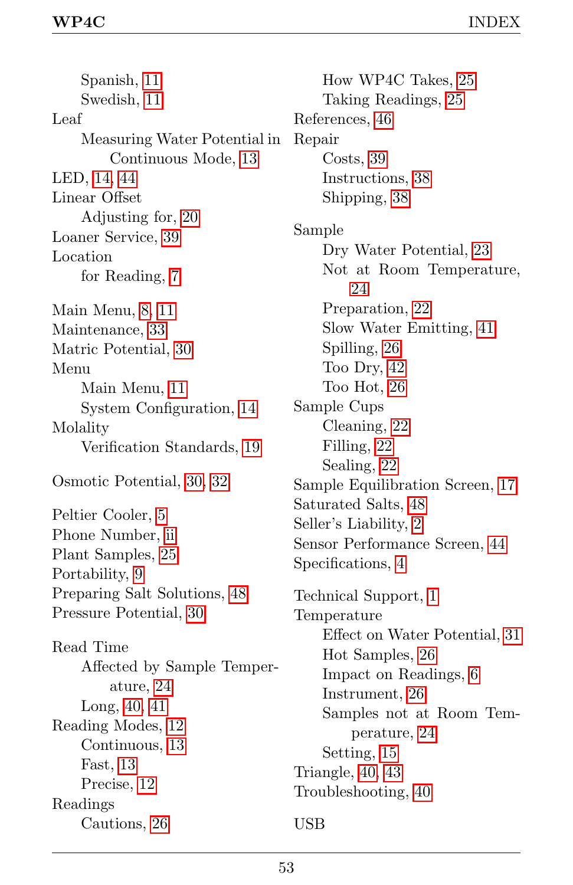Spanish, 11
  Swedish, 11
Leaf
  Measuring Water Potential in Continuous Mode, 13
LED, 14, 44
Linear Offset
  Adjusting for, 20
Loaner Service, 39
Location
  for Reading, 7

Main Menu, 8, 11
Maintenance, 33
Matric Potential, 30
Menu
  Main Menu, 11
  System Configuration, 14
Molality
  Verification Standards, 19

Osmotic Potential, 30, 32

Peltier Cooler, 5
Phone Number, ii
Plant Samples, 25
Portability, 9
Preparing Salt Solutions, 48
Pressure Potential, 30

Read Time
  Affected by Sample Temperature, 24
  Long, 40, 41
Reading Modes, 12
  Continuous, 13
  Fast, 13
  Precise, 12
Readings
  Cautions, 26
  How WP4C Takes, 25
  Taking Readings, 25
References, 46
Repair
  Costs, 39
  Instructions, 38
  Shipping, 38

Sample
  Dry Water Potential, 23
  Not at Room Temperature, 24
  Preparation, 22
  Slow Water Emitting, 41
  Spilling, 26
  Too Dry, 42
  Too Hot, 26
Sample Cups
  Cleaning, 22
  Filling, 22
  Sealing, 22
Sample Equilibration Screen, 17
Saturated Salts, 48
Seller's Liability, 2
Sensor Performance Screen, 44
Specifications, 4

Technical Support, 1
Temperature
  Effect on Water Potential, 31
  Hot Samples, 26
  Impact on Readings, 6
  Instrument, 26
  Samples not at Room Temperature, 24
  Setting, 15
Triangle, 40, 43
Troubleshooting, 40

USB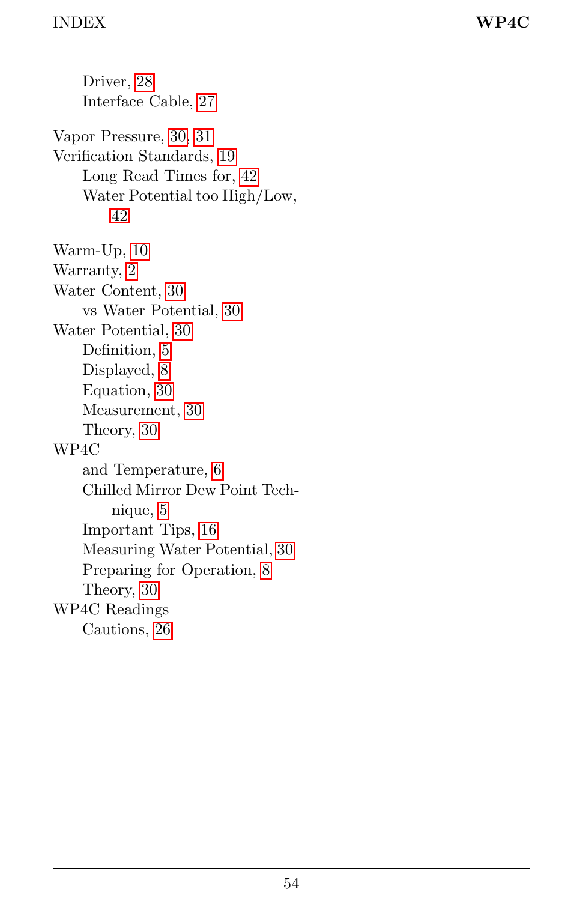- Driver, 28
- Interface Cable, 27

Vapor Pressure, 30, 31
Verification Standards, 19
- Long Read Times for, 42
- Water Potential too High/Low, 42

Warm-Up, 10
Warranty, 2
Water Content, 30
- vs Water Potential, 30

Water Potential, 30
- Definition, 5
- Displayed, 8
- Equation, 30
- Measurement, 30
- Theory, 30

WP4C
- and Temperature, 6
- Chilled Mirror Dew Point Technique, 5
- Important Tips, 16
- Measuring Water Potential, 30
- Preparing for Operation, 8
- Theory, 30

WP4C Readings
- Cautions, 26